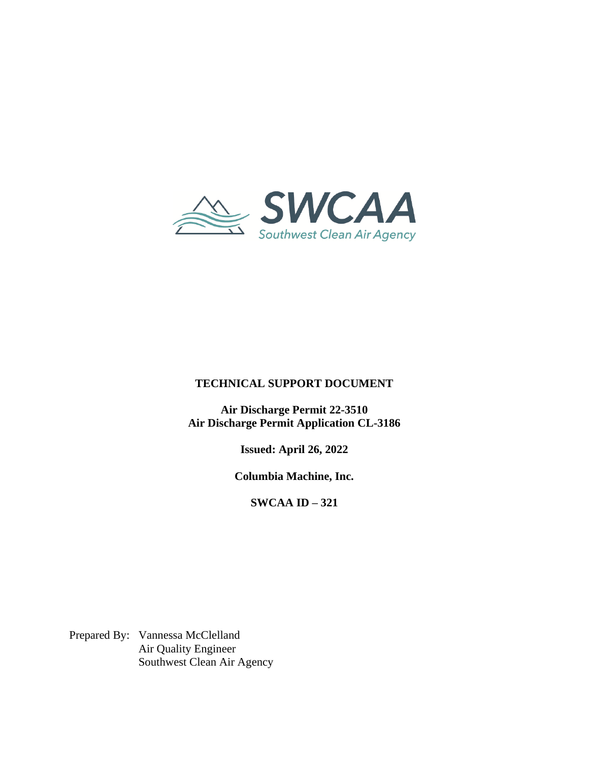SWCAA

Southwest Clean Air Agency

# TECHNICAL SUPPORT DOCUMENT

**Air Discharge Permit 22-3510**
**Air Discharge Permit Application CL-3186**

**Issued: April 26, 2022**

**Columbia Machine, Inc.**

**SWCAA ID – 321**

Prepared By: Vannessa McClelland
Air Quality Engineer
Southwest Clean Air Agency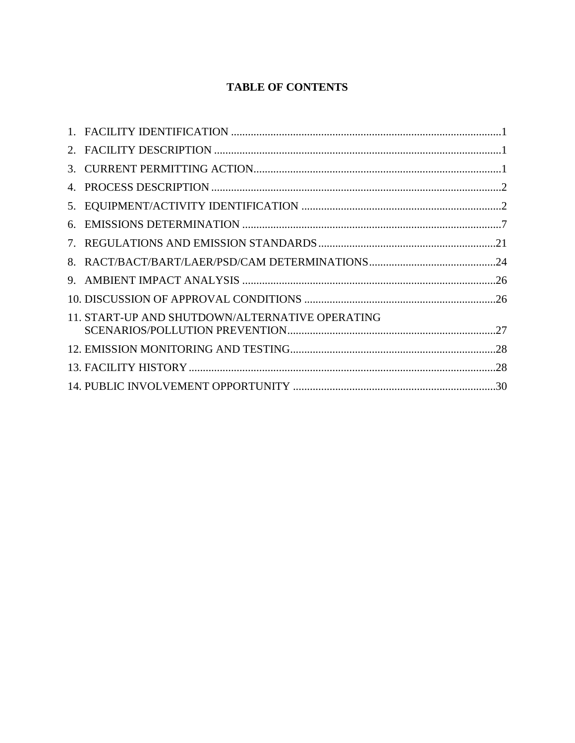# TABLE OF CONTENTS

1. FACILITY IDENTIFICATION ........................................................................................1
2. FACILITY DESCRIPTION ..........................................................................................1
3. CURRENT PERMITTING ACTION.............................................................................1
4. PROCESS DESCRIPTION ..........................................................................................2
5. EQUIPMENT/ACTIVITY IDENTIFICATION .............................................................2
6. EMISSIONS DETERMINATION ................................................................................7
7. REGULATIONS AND EMISSION STANDARDS.......................................................21
8. RACT/BACT/BART/LAER/PSD/CAM DETERMINATIONS.......................................24
9. AMBIENT IMPACT ANALYSIS ................................................................................26
10. DISCUSSION OF APPROVAL CONDITIONS ..........................................................26
11. START-UP AND SHUTDOWN/ALTERNATIVE OPERATING SCENARIOS/POLLUTION PREVENTION...................................................27
12. EMISSION MONITORING AND TESTING................................................................28
13. FACILITY HISTORY ................................................................................................28
14. PUBLIC INVOLVEMENT OPPORTUNITY ...............................................................30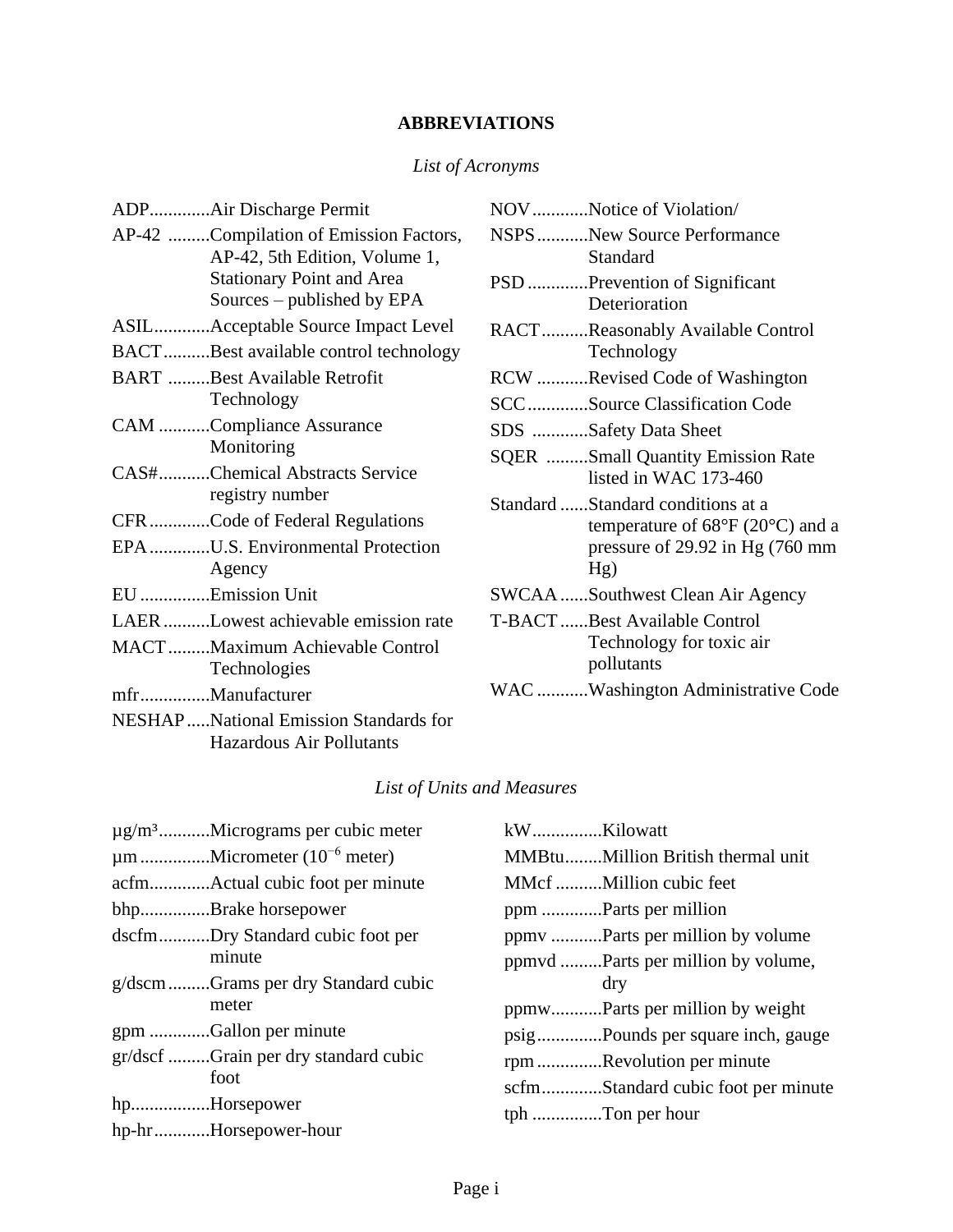# ABBREVIATIONS

*List of Acronyms*

ADP............Air Discharge Permit

AP-42 .........Compilation of Emission Factors, AP-42, 5th Edition, Volume 1, Stationary Point and Area Sources – published by EPA

ASIL............Acceptable Source Impact Level

BACT..........Best available control technology

BART .........Best Available Retrofit Technology

CAM ...........Compliance Assurance Monitoring

CAS#...........Chemical Abstracts Service registry number

CFR.............Code of Federal Regulations

EPA.............U.S. Environmental Protection Agency

EU...............Emission Unit

LAER..........Lowest achievable emission rate

MACT.........Maximum Achievable Control Technologies

mfr...............Manufacturer

NESHAP.....National Emission Standards for Hazardous Air Pollutants

NOV............Notice of Violation/

NSPS...........New Source Performance Standard

PSD.............Prevention of Significant Deterioration

RACT..........Reasonably Available Control Technology

RCW ...........Revised Code of Washington

SCC.............Source Classification Code

SDS ............Safety Data Sheet

SQER .........Small Quantity Emission Rate listed in WAC 173-460

Standard ......Standard conditions at a temperature of 68°F (20°C) and a pressure of 29.92 in Hg (760 mm Hg)

SWCAA......Southwest Clean Air Agency

T-BACT......Best Available Control Technology for toxic air pollutants

WAC ...........Washington Administrative Code

*List of Units and Measures*

µg/m³...........Micrograms per cubic meter

µm ...............Micrometer ($10^{-6}$ meter)

acfm.............Actual cubic foot per minute

bhp...............Brake horsepower

dscfm...........Dry Standard cubic foot per minute

g/dscm.........Grams per dry Standard cubic meter

gpm .............Gallon per minute

gr/dscf .........Grain per dry standard cubic foot

hp.................Horsepower

hp-hr............Horsepower-hour

kW...............Kilowatt

MMBtu........Million British thermal unit

MMcf ..........Million cubic feet

ppm .............Parts per million

ppmv ...........Parts per million by volume

ppmvd .........Parts per million by volume, dry

ppmw...........Parts per million by weight

psig..............Pounds per square inch, gauge

rpm..............Revolution per minute

scfm.............Standard cubic foot per minute

tph ...............Ton per hour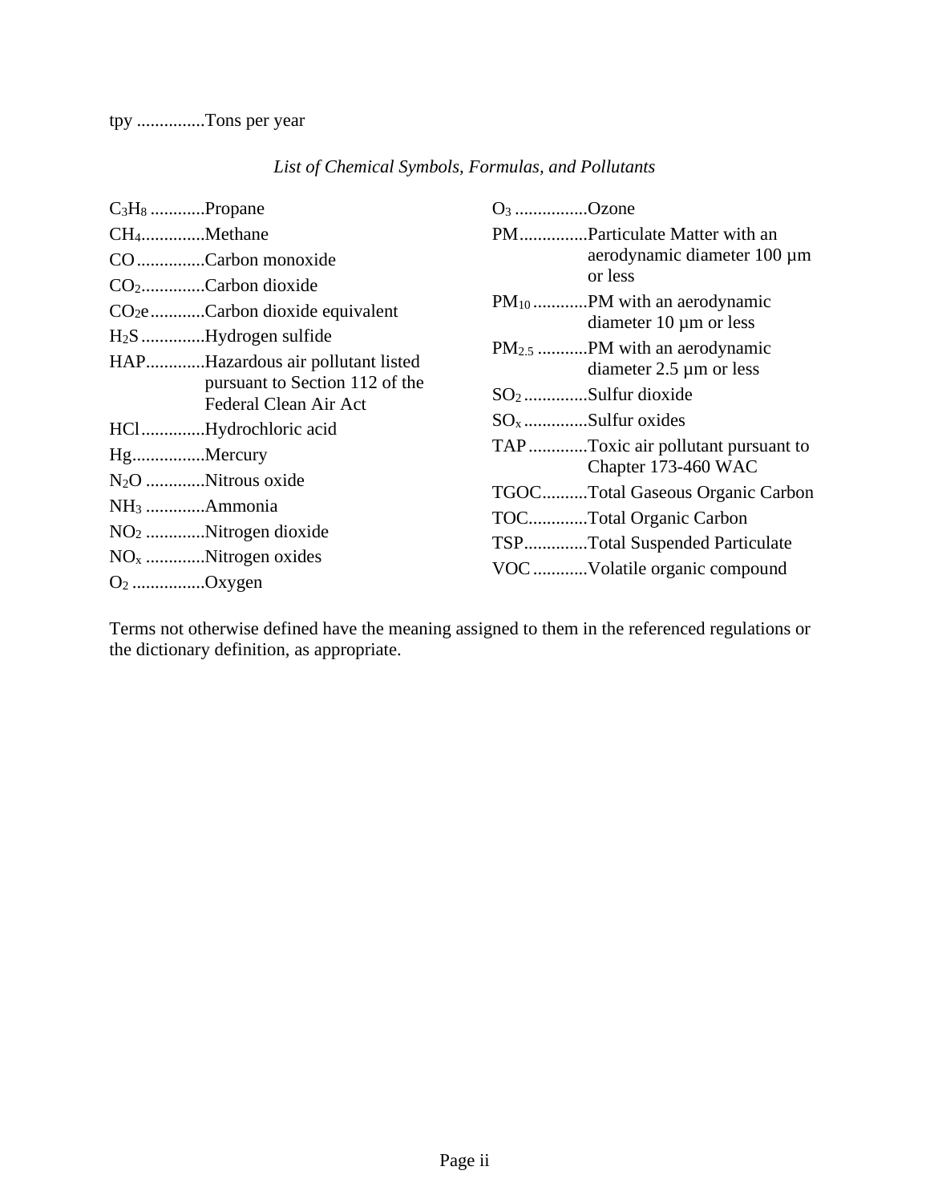tpy ...............Tons per year

*List of Chemical Symbols, Formulas, and Pollutants*

$C_3H_8$ ............Propane

$CH_4$..............Methane

CO ...............Carbon monoxide

$CO_2$..............Carbon dioxide

$CO_2e$ ............Carbon dioxide equivalent

$H_2S$ ..............Hydrogen sulfide

HAP.............Hazardous air pollutant listed pursuant to Section 112 of the Federal Clean Air Act

HCl ..............Hydrochloric acid

Hg................Mercury

$N_2O$ .............Nitrous oxide

$NH_3$ .............Ammonia

$NO_2$ .............Nitrogen dioxide

$NO_x$ .............Nitrogen oxides

$O_2$ ................Oxygen

$O_3$ ................Ozone

PM...............Particulate Matter with an aerodynamic diameter 100 µm or less

$PM_{10}$ ............PM with an aerodynamic diameter 10 µm or less

$PM_{2.5}$ ...........PM with an aerodynamic diameter 2.5 µm or less

$SO_2$ ..............Sulfur dioxide

$SO_x$ ..............Sulfur oxides

TAP .............Toxic air pollutant pursuant to Chapter 173-460 WAC

TGOC..........Total Gaseous Organic Carbon

TOC.............Total Organic Carbon

TSP..............Total Suspended Particulate

VOC ............Volatile organic compound

Terms not otherwise defined have the meaning assigned to them in the referenced regulations or the dictionary definition, as appropriate.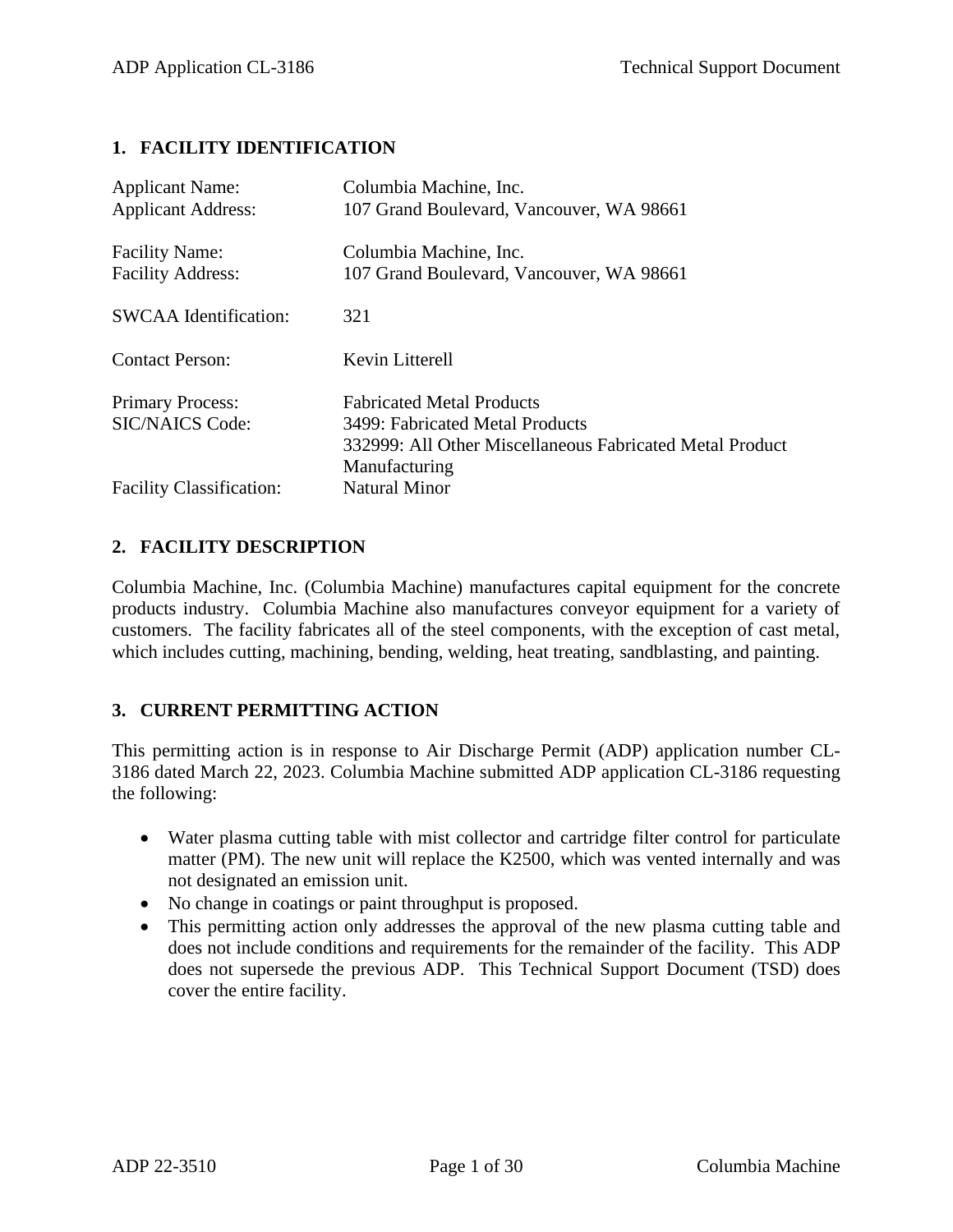## 1. FACILITY IDENTIFICATION

| | |
|---|---|
| Applicant Name: | Columbia Machine, Inc. |
| Applicant Address: | 107 Grand Boulevard, Vancouver, WA 98661 |
| Facility Name: | Columbia Machine, Inc. |
| Facility Address: | 107 Grand Boulevard, Vancouver, WA 98661 |
| SWCAA Identification: | 321 |
| Contact Person: | Kevin Litterell |
| Primary Process: | Fabricated Metal Products |
| SIC/NAICS Code: | 3499: Fabricated Metal Products<br>332999: All Other Miscellaneous Fabricated Metal Product Manufacturing |
| Facility Classification: | Natural Minor |

## 2. FACILITY DESCRIPTION

Columbia Machine, Inc. (Columbia Machine) manufactures capital equipment for the concrete products industry. Columbia Machine also manufactures conveyor equipment for a variety of customers. The facility fabricates all of the steel components, with the exception of cast metal, which includes cutting, machining, bending, welding, heat treating, sandblasting, and painting.

## 3. CURRENT PERMITTING ACTION

This permitting action is in response to Air Discharge Permit (ADP) application number CL-3186 dated March 22, 2023. Columbia Machine submitted ADP application CL-3186 requesting the following:

- Water plasma cutting table with mist collector and cartridge filter control for particulate matter (PM). The new unit will replace the K2500, which was vented internally and was not designated an emission unit.
- No change in coatings or paint throughput is proposed.
- This permitting action only addresses the approval of the new plasma cutting table and does not include conditions and requirements for the remainder of the facility. This ADP does not supersede the previous ADP. This Technical Support Document (TSD) does cover the entire facility.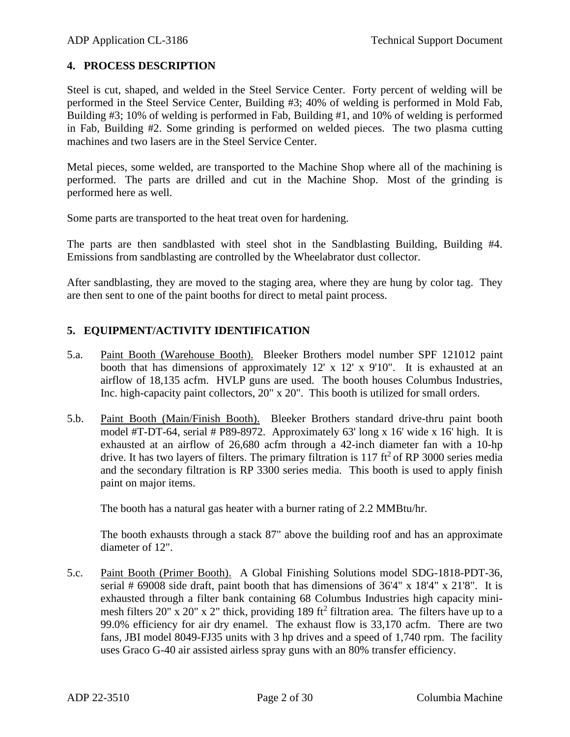## 4. PROCESS DESCRIPTION

Steel is cut, shaped, and welded in the Steel Service Center. Forty percent of welding will be performed in the Steel Service Center, Building #3; 40% of welding is performed in Mold Fab, Building #3; 10% of welding is performed in Fab, Building #1, and 10% of welding is performed in Fab, Building #2. Some grinding is performed on welded pieces. The two plasma cutting machines and two lasers are in the Steel Service Center.

Metal pieces, some welded, are transported to the Machine Shop where all of the machining is performed. The parts are drilled and cut in the Machine Shop. Most of the grinding is performed here as well.

Some parts are transported to the heat treat oven for hardening.

The parts are then sandblasted with steel shot in the Sandblasting Building, Building #4. Emissions from sandblasting are controlled by the Wheelabrator dust collector.

After sandblasting, they are moved to the staging area, where they are hung by color tag. They are then sent to one of the paint booths for direct to metal paint process.

## 5. EQUIPMENT/ACTIVITY IDENTIFICATION

5.a. Paint Booth (Warehouse Booth). Bleeker Brothers model number SPF 121012 paint booth that has dimensions of approximately 12' x 12' x 9'10". It is exhausted at an airflow of 18,135 acfm. HVLP guns are used. The booth houses Columbus Industries, Inc. high-capacity paint collectors, 20" x 20". This booth is utilized for small orders.

5.b. Paint Booth (Main/Finish Booth). Bleeker Brothers standard drive-thru paint booth model #T-DT-64, serial # P89-8972. Approximately 63' long x 16' wide x 16' high. It is exhausted at an airflow of 26,680 acfm through a 42-inch diameter fan with a 10-hp drive. It has two layers of filters. The primary filtration is 117 $ft^2$ of RP 3000 series media and the secondary filtration is RP 3300 series media. This booth is used to apply finish paint on major items.

The booth has a natural gas heater with a burner rating of 2.2 MMBtu/hr.

The booth exhausts through a stack 87" above the building roof and has an approximate diameter of 12".

5.c. Paint Booth (Primer Booth). A Global Finishing Solutions model SDG-1818-PDT-36, serial # 69008 side draft, paint booth that has dimensions of 36'4" x 18'4" x 21'8". It is exhausted through a filter bank containing 68 Columbus Industries high capacity mini-mesh filters 20" x 20" x 2" thick, providing 189 $ft^2$ filtration area. The filters have up to a 99.0% efficiency for air dry enamel. The exhaust flow is 33,170 acfm. There are two fans, JBI model 8049-FJ35 units with 3 hp drives and a speed of 1,740 rpm. The facility uses Graco G-40 air assisted airless spray guns with an 80% transfer efficiency.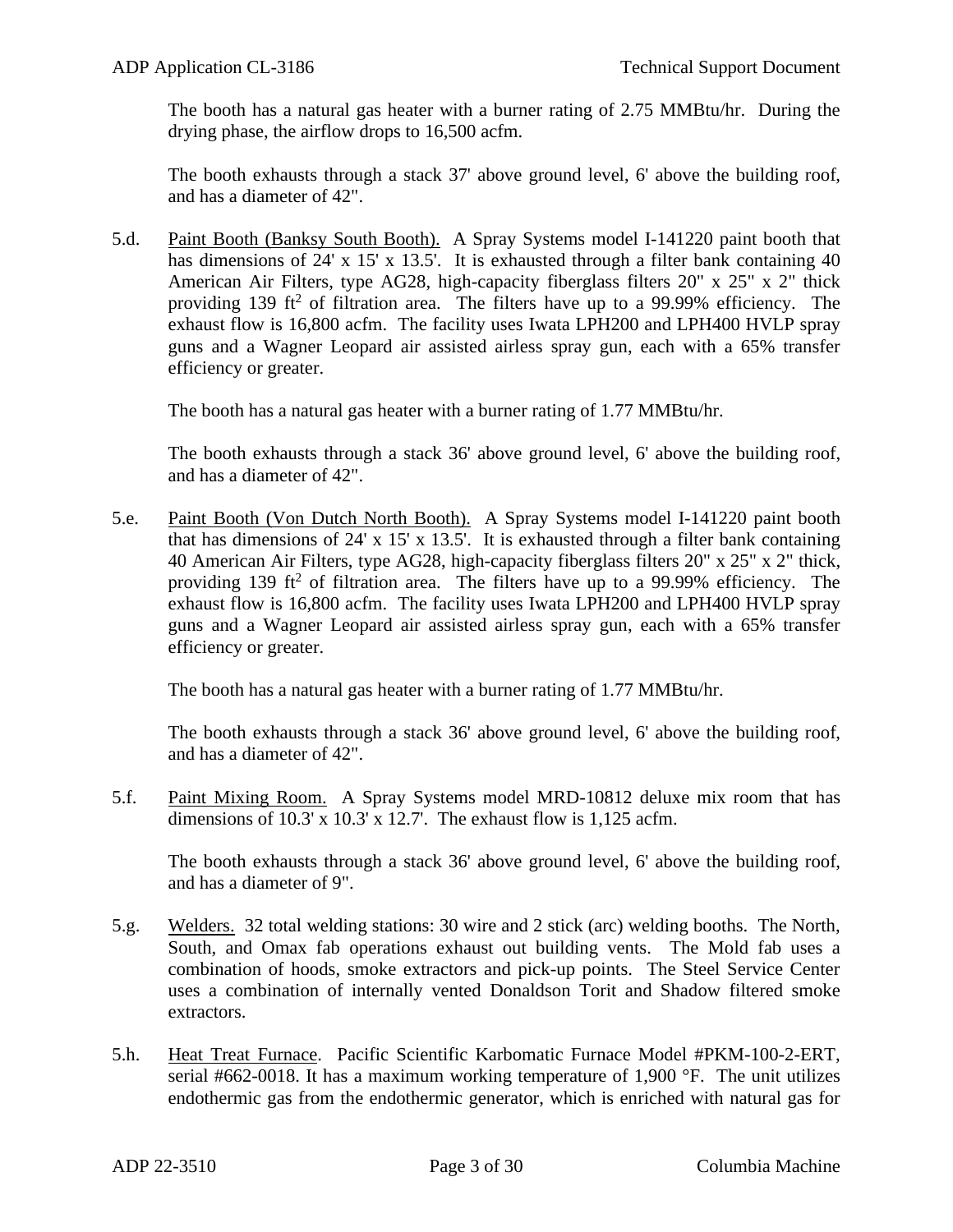The booth has a natural gas heater with a burner rating of 2.75 MMBtu/hr. During the drying phase, the airflow drops to 16,500 acfm.

The booth exhausts through a stack 37' above ground level, 6' above the building roof, and has a diameter of 42".

5.d. Paint Booth (Banksy South Booth). A Spray Systems model I-141220 paint booth that has dimensions of 24' x 15' x 13.5'. It is exhausted through a filter bank containing 40 American Air Filters, type AG28, high-capacity fiberglass filters 20" x 25" x 2" thick providing 139 $ft^2$ of filtration area. The filters have up to a 99.99% efficiency. The exhaust flow is 16,800 acfm. The facility uses Iwata LPH200 and LPH400 HVLP spray guns and a Wagner Leopard air assisted airless spray gun, each with a 65% transfer efficiency or greater.

The booth has a natural gas heater with a burner rating of 1.77 MMBtu/hr.

The booth exhausts through a stack 36' above ground level, 6' above the building roof, and has a diameter of 42".

5.e. Paint Booth (Von Dutch North Booth). A Spray Systems model I-141220 paint booth that has dimensions of 24' x 15' x 13.5'. It is exhausted through a filter bank containing 40 American Air Filters, type AG28, high-capacity fiberglass filters 20" x 25" x 2" thick, providing 139 $ft^2$ of filtration area. The filters have up to a 99.99% efficiency. The exhaust flow is 16,800 acfm. The facility uses Iwata LPH200 and LPH400 HVLP spray guns and a Wagner Leopard air assisted airless spray gun, each with a 65% transfer efficiency or greater.

The booth has a natural gas heater with a burner rating of 1.77 MMBtu/hr.

The booth exhausts through a stack 36' above ground level, 6' above the building roof, and has a diameter of 42".

5.f. Paint Mixing Room. A Spray Systems model MRD-10812 deluxe mix room that has dimensions of 10.3' x 10.3' x 12.7'. The exhaust flow is 1,125 acfm.

The booth exhausts through a stack 36' above ground level, 6' above the building roof, and has a diameter of 9".

5.g. Welders. 32 total welding stations: 30 wire and 2 stick (arc) welding booths. The North, South, and Omax fab operations exhaust out building vents. The Mold fab uses a combination of hoods, smoke extractors and pick-up points. The Steel Service Center uses a combination of internally vented Donaldson Torit and Shadow filtered smoke extractors.

5.h. Heat Treat Furnace. Pacific Scientific Karbomatic Furnace Model #PKM-100-2-ERT, serial #662-0018. It has a maximum working temperature of 1,900 °F. The unit utilizes endothermic gas from the endothermic generator, which is enriched with natural gas for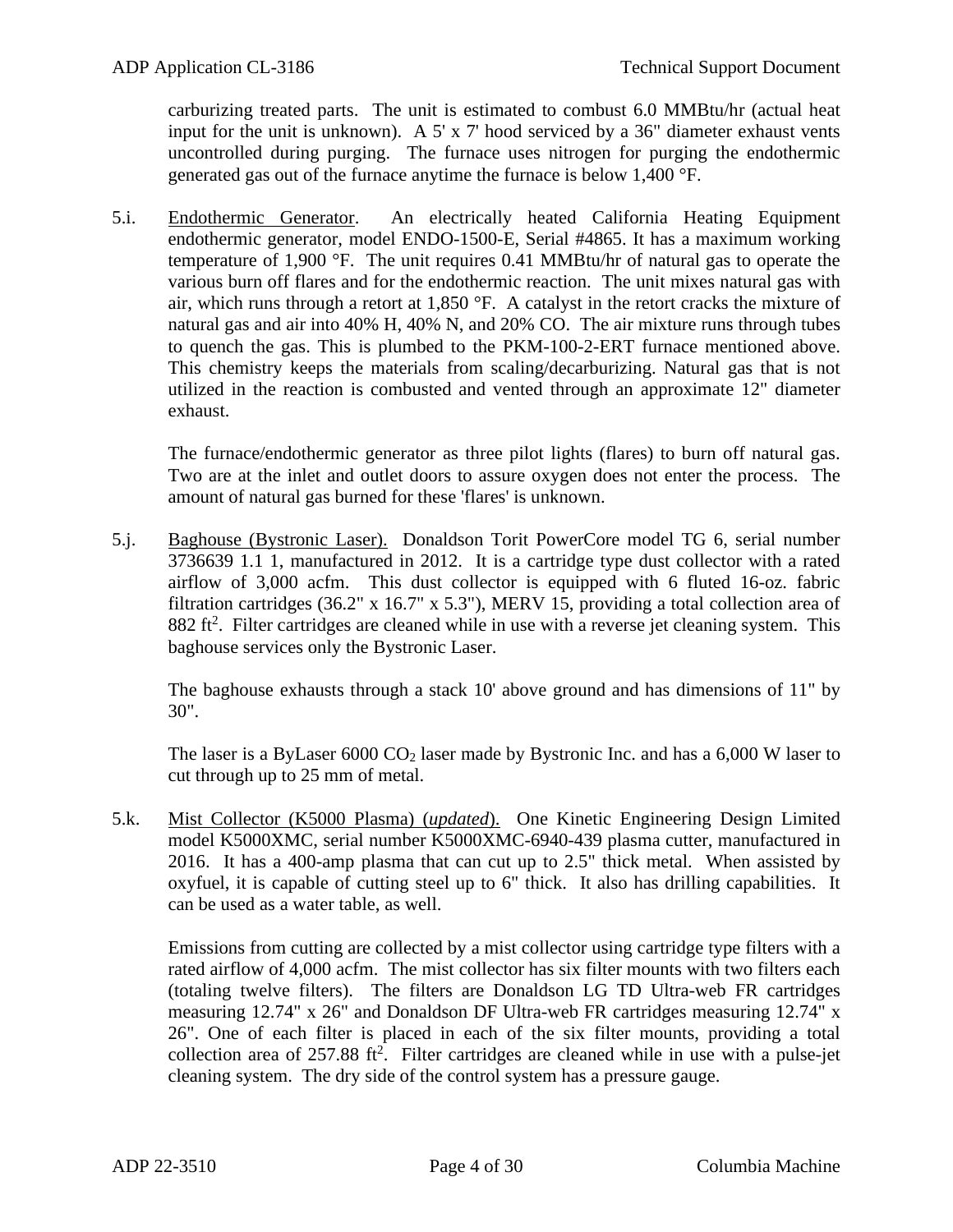carburizing treated parts. The unit is estimated to combust 6.0 MMBtu/hr (actual heat input for the unit is unknown). A 5' x 7' hood serviced by a 36" diameter exhaust vents uncontrolled during purging. The furnace uses nitrogen for purging the endothermic generated gas out of the furnace anytime the furnace is below 1,400 °F.

5.i. Endothermic Generator. An electrically heated California Heating Equipment endothermic generator, model ENDO-1500-E, Serial #4865. It has a maximum working temperature of 1,900 °F. The unit requires 0.41 MMBtu/hr of natural gas to operate the various burn off flares and for the endothermic reaction. The unit mixes natural gas with air, which runs through a retort at 1,850 °F. A catalyst in the retort cracks the mixture of natural gas and air into 40% H, 40% N, and 20% CO. The air mixture runs through tubes to quench the gas. This is plumbed to the PKM-100-2-ERT furnace mentioned above. This chemistry keeps the materials from scaling/decarburizing. Natural gas that is not utilized in the reaction is combusted and vented through an approximate 12" diameter exhaust.

The furnace/endothermic generator as three pilot lights (flares) to burn off natural gas. Two are at the inlet and outlet doors to assure oxygen does not enter the process. The amount of natural gas burned for these 'flares' is unknown.

5.j. Baghouse (Bystronic Laser). Donaldson Torit PowerCore model TG 6, serial number 3736639 1.1 1, manufactured in 2012. It is a cartridge type dust collector with a rated airflow of 3,000 acfm. This dust collector is equipped with 6 fluted 16-oz. fabric filtration cartridges (36.2" x 16.7" x 5.3"), MERV 15, providing a total collection area of 882 $ft^2$. Filter cartridges are cleaned while in use with a reverse jet cleaning system. This baghouse services only the Bystronic Laser.

The baghouse exhausts through a stack 10' above ground and has dimensions of 11" by 30".

The laser is a ByLaser 6000 $CO_2$ laser made by Bystronic Inc. and has a 6,000 W laser to cut through up to 25 mm of metal.

5.k. Mist Collector (K5000 Plasma) (*updated*). One Kinetic Engineering Design Limited model K5000XMC, serial number K5000XMC-6940-439 plasma cutter, manufactured in 2016. It has a 400-amp plasma that can cut up to 2.5" thick metal. When assisted by oxyfuel, it is capable of cutting steel up to 6" thick. It also has drilling capabilities. It can be used as a water table, as well.

Emissions from cutting are collected by a mist collector using cartridge type filters with a rated airflow of 4,000 acfm. The mist collector has six filter mounts with two filters each (totaling twelve filters). The filters are Donaldson LG TD Ultra-web FR cartridges measuring 12.74" x 26" and Donaldson DF Ultra-web FR cartridges measuring 12.74" x 26". One of each filter is placed in each of the six filter mounts, providing a total collection area of 257.88 $ft^2$. Filter cartridges are cleaned while in use with a pulse-jet cleaning system. The dry side of the control system has a pressure gauge.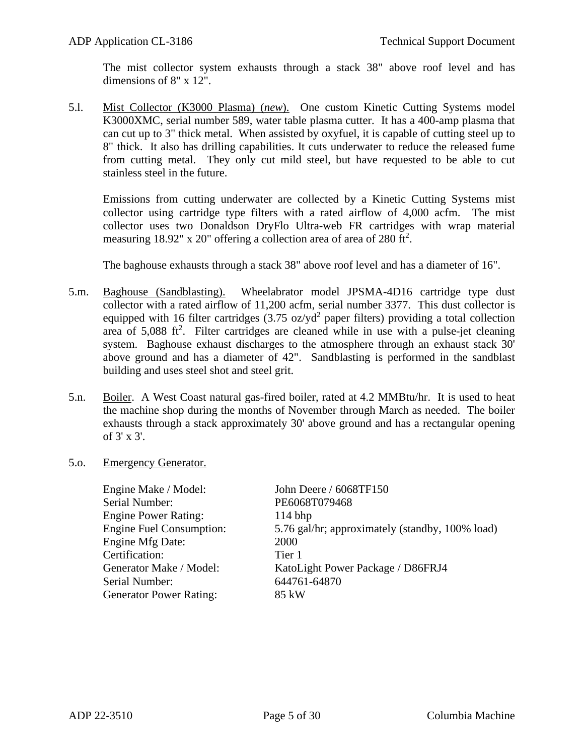The mist collector system exhausts through a stack 38" above roof level and has dimensions of 8" x 12".

5.l. Mist Collector (K3000 Plasma) (*new*). One custom Kinetic Cutting Systems model K3000XMC, serial number 589, water table plasma cutter. It has a 400-amp plasma that can cut up to 3" thick metal. When assisted by oxyfuel, it is capable of cutting steel up to 8" thick. It also has drilling capabilities. It cuts underwater to reduce the released fume from cutting metal. They only cut mild steel, but have requested to be able to cut stainless steel in the future.

Emissions from cutting underwater are collected by a Kinetic Cutting Systems mist collector using cartridge type filters with a rated airflow of 4,000 acfm. The mist collector uses two Donaldson DryFlo Ultra-web FR cartridges with wrap material measuring 18.92" x 20" offering a collection area of area of 280 $ft^2$.

The baghouse exhausts through a stack 38" above roof level and has a diameter of 16".

5.m. Baghouse (Sandblasting). Wheelabrator model JPSMA-4D16 cartridge type dust collector with a rated airflow of 11,200 acfm, serial number 3377. This dust collector is equipped with 16 filter cartridges (3.75 $oz/yd^2$ paper filters) providing a total collection area of 5,088 $ft^2$. Filter cartridges are cleaned while in use with a pulse-jet cleaning system. Baghouse exhaust discharges to the atmosphere through an exhaust stack 30' above ground and has a diameter of 42". Sandblasting is performed in the sandblast building and uses steel shot and steel grit.

5.n. Boiler. A West Coast natural gas-fired boiler, rated at 4.2 MMBtu/hr. It is used to heat the machine shop during the months of November through March as needed. The boiler exhausts through a stack approximately 30' above ground and has a rectangular opening of 3' x 3'.

5.o. Emergency Generator.

| | |
|---|---|
| Engine Make / Model: | John Deere / 6068TF150 |
| Serial Number: | PE6068T079468 |
| Engine Power Rating: | 114 bhp |
| Engine Fuel Consumption: | 5.76 gal/hr; approximately (standby, 100% load) |
| Engine Mfg Date: | 2000 |
| Certification: | Tier 1 |
| Generator Make / Model: | KatoLight Power Package / D86FRJ4 |
| Serial Number: | 644761-64870 |
| Generator Power Rating: | 85 kW |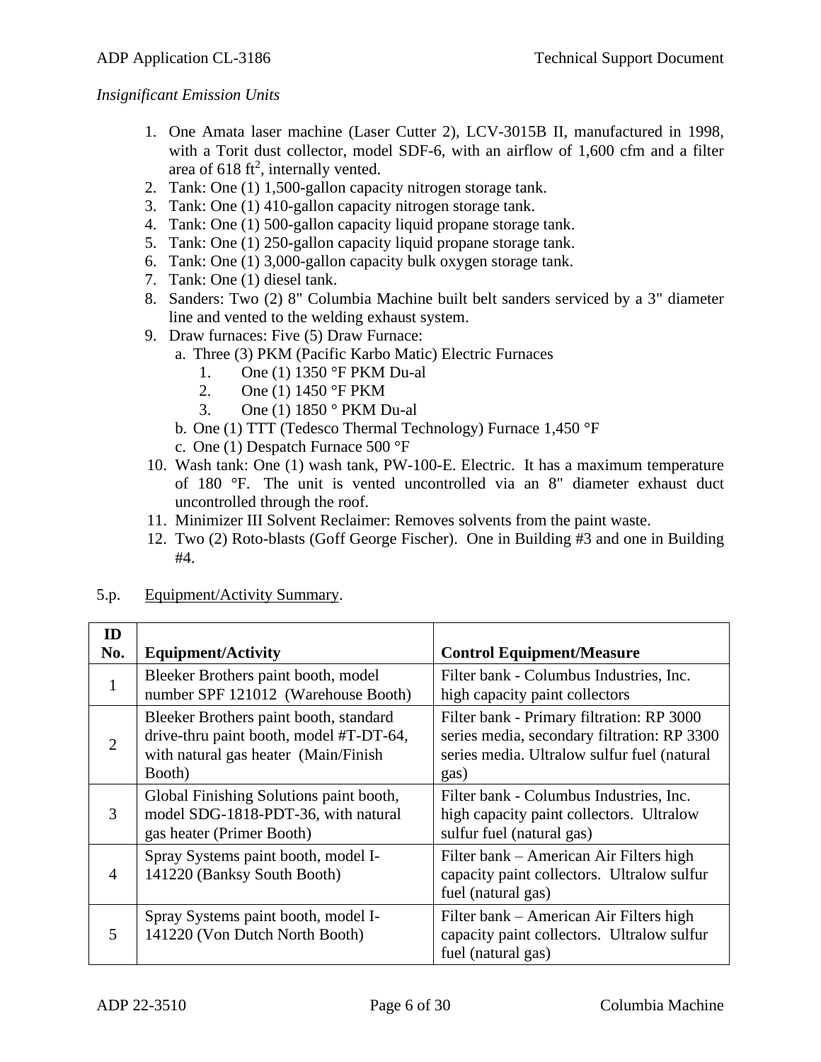*Insignificant Emission Units*

1. One Amata laser machine (Laser Cutter 2), LCV-3015B II, manufactured in 1998, with a Torit dust collector, model SDF-6, with an airflow of 1,600 cfm and a filter area of 618 $ft^2$, internally vented.
2. Tank: One (1) 1,500-gallon capacity nitrogen storage tank.
3. Tank: One (1) 410-gallon capacity nitrogen storage tank.
4. Tank: One (1) 500-gallon capacity liquid propane storage tank.
5. Tank: One (1) 250-gallon capacity liquid propane storage tank.
6. Tank: One (1) 3,000-gallon capacity bulk oxygen storage tank.
7. Tank: One (1) diesel tank.
8. Sanders: Two (2) 8" Columbia Machine built belt sanders serviced by a 3" diameter line and vented to the welding exhaust system.
9. Draw furnaces: Five (5) Draw Furnace:
   a. Three (3) PKM (Pacific Karbo Matic) Electric Furnaces
      1. One (1) 1350 °F PKM Du-al
      2. One (1) 1450 °F PKM
      3. One (1) 1850 ° PKM Du-al
   b. One (1) TTT (Tedesco Thermal Technology) Furnace 1,450 °F
   c. One (1) Despatch Furnace 500 °F
10. Wash tank: One (1) wash tank, PW-100-E. Electric. It has a maximum temperature of 180 °F. The unit is vented uncontrolled via an 8" diameter exhaust duct uncontrolled through the roof.
11. Minimizer III Solvent Reclaimer: Removes solvents from the paint waste.
12. Two (2) Roto-blasts (Goff George Fischer). One in Building #3 and one in Building #4.

5.p. Equipment/Activity Summary.

| ID No. | Equipment/Activity | Control Equipment/Measure |
|---|---|---|
| 1 | Bleeker Brothers paint booth, model number SPF 121012 (Warehouse Booth) | Filter bank - Columbus Industries, Inc. high capacity paint collectors |
| 2 | Bleeker Brothers paint booth, standard drive-thru paint booth, model #T-DT-64, with natural gas heater (Main/Finish Booth) | Filter bank - Primary filtration: RP 3000 series media, secondary filtration: RP 3300 series media. Ultralow sulfur fuel (natural gas) |
| 3 | Global Finishing Solutions paint booth, model SDG-1818-PDT-36, with natural gas heater (Primer Booth) | Filter bank - Columbus Industries, Inc. high capacity paint collectors. Ultralow sulfur fuel (natural gas) |
| 4 | Spray Systems paint booth, model I-141220 (Banksy South Booth) | Filter bank – American Air Filters high capacity paint collectors. Ultralow sulfur fuel (natural gas) |
| 5 | Spray Systems paint booth, model I-141220 (Von Dutch North Booth) | Filter bank – American Air Filters high capacity paint collectors. Ultralow sulfur fuel (natural gas) |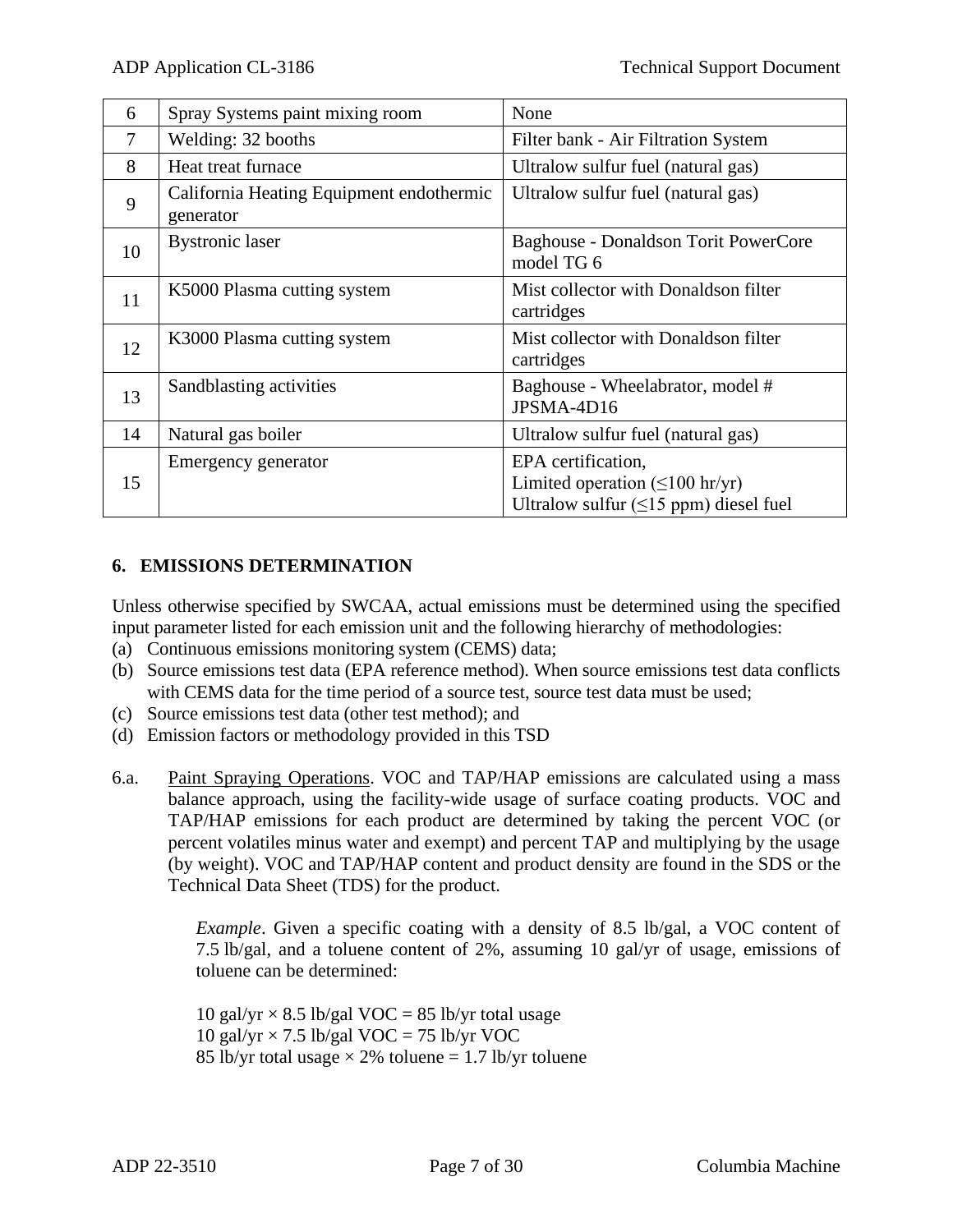| 6 | Spray Systems paint mixing room | None |
|---|---|---|
| 7 | Welding: 32 booths | Filter bank - Air Filtration System |
| 8 | Heat treat furnace | Ultralow sulfur fuel (natural gas) |
| 9 | California Heating Equipment endothermic generator | Ultralow sulfur fuel (natural gas) |
| 10 | Bystronic laser | Baghouse - Donaldson Torit PowerCore model TG 6 |
| 11 | K5000 Plasma cutting system | Mist collector with Donaldson filter cartridges |
| 12 | K3000 Plasma cutting system | Mist collector with Donaldson filter cartridges |
| 13 | Sandblasting activities | Baghouse - Wheelabrator, model # JPSMA-4D16 |
| 14 | Natural gas boiler | Ultralow sulfur fuel (natural gas) |
| 15 | Emergency generator | EPA certification,<br>Limited operation (≤100 hr/yr)<br>Ultralow sulfur (≤15 ppm) diesel fuel |

## 6. EMISSIONS DETERMINATION

Unless otherwise specified by SWCAA, actual emissions must be determined using the specified input parameter listed for each emission unit and the following hierarchy of methodologies:

(a) Continuous emissions monitoring system (CEMS) data;
(b) Source emissions test data (EPA reference method). When source emissions test data conflicts with CEMS data for the time period of a source test, source test data must be used;
(c) Source emissions test data (other test method); and
(d) Emission factors or methodology provided in this TSD

6.a. Paint Spraying Operations. VOC and TAP/HAP emissions are calculated using a mass balance approach, using the facility-wide usage of surface coating products. VOC and TAP/HAP emissions for each product are determined by taking the percent VOC (or percent volatiles minus water and exempt) and percent TAP and multiplying by the usage (by weight). VOC and TAP/HAP content and product density are found in the SDS or the Technical Data Sheet (TDS) for the product.

> *Example*. Given a specific coating with a density of 8.5 lb/gal, a VOC content of 7.5 lb/gal, and a toluene content of 2%, assuming 10 gal/yr of usage, emissions of toluene can be determined:
>
> 10 gal/yr × 8.5 lb/gal VOC = 85 lb/yr total usage
> 10 gal/yr × 7.5 lb/gal VOC = 75 lb/yr VOC
> 85 lb/yr total usage × 2% toluene = 1.7 lb/yr toluene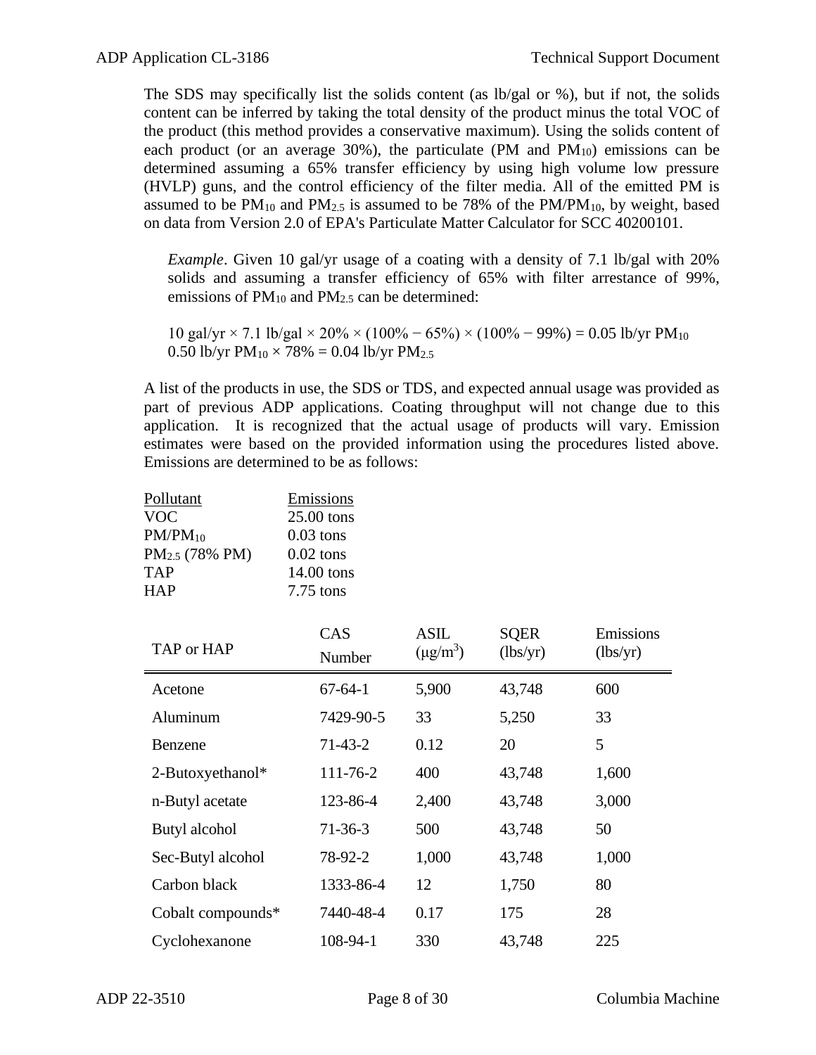The SDS may specifically list the solids content (as lb/gal or %), but if not, the solids content can be inferred by taking the total density of the product minus the total VOC of the product (this method provides a conservative maximum). Using the solids content of each product (or an average 30%), the particulate (PM and $PM_{10}$) emissions can be determined assuming a 65% transfer efficiency by using high volume low pressure (HVLP) guns, and the control efficiency of the filter media. All of the emitted PM is assumed to be $PM_{10}$ and $PM_{2.5}$ is assumed to be 78% of the PM/$PM_{10}$, by weight, based on data from Version 2.0 of EPA's Particulate Matter Calculator for SCC 40200101.

> *Example*. Given 10 gal/yr usage of a coating with a density of 7.1 lb/gal with 20% solids and assuming a transfer efficiency of 65% with filter arrestance of 99%, emissions of $PM_{10}$ and $PM_{2.5}$ can be determined:
>
> 10 gal/yr × 7.1 lb/gal × 20% × (100% − 65%) × (100% − 99%) = 0.05 lb/yr $PM_{10}$
> 0.50 lb/yr $PM_{10}$ × 78% = 0.04 lb/yr $PM_{2.5}$

A list of the products in use, the SDS or TDS, and expected annual usage was provided as part of previous ADP applications. Coating throughput will not change due to this application. It is recognized that the actual usage of products will vary. Emission estimates were based on the provided information using the procedures listed above. Emissions are determined to be as follows:

| Pollutant | Emissions |
|---|---|
| VOC | 25.00 tons |
| PM/$PM_{10}$ | 0.03 tons |
| $PM_{2.5}$ (78% PM) | 0.02 tons |
| TAP | 14.00 tons |
| HAP | 7.75 tons |

| TAP or HAP | CAS Number | ASIL ($\mu g/m^3$) | SQER (lbs/yr) | Emissions (lbs/yr) |
|---|---|---|---|---|
| Acetone | 67-64-1 | 5,900 | 43,748 | 600 |
| Aluminum | 7429-90-5 | 33 | 5,250 | 33 |
| Benzene | 71-43-2 | 0.12 | 20 | 5 |
| 2-Butoxyethanol* | 111-76-2 | 400 | 43,748 | 1,600 |
| n-Butyl acetate | 123-86-4 | 2,400 | 43,748 | 3,000 |
| Butyl alcohol | 71-36-3 | 500 | 43,748 | 50 |
| Sec-Butyl alcohol | 78-92-2 | 1,000 | 43,748 | 1,000 |
| Carbon black | 1333-86-4 | 12 | 1,750 | 80 |
| Cobalt compounds* | 7440-48-4 | 0.17 | 175 | 28 |
| Cyclohexanone | 108-94-1 | 330 | 43,748 | 225 |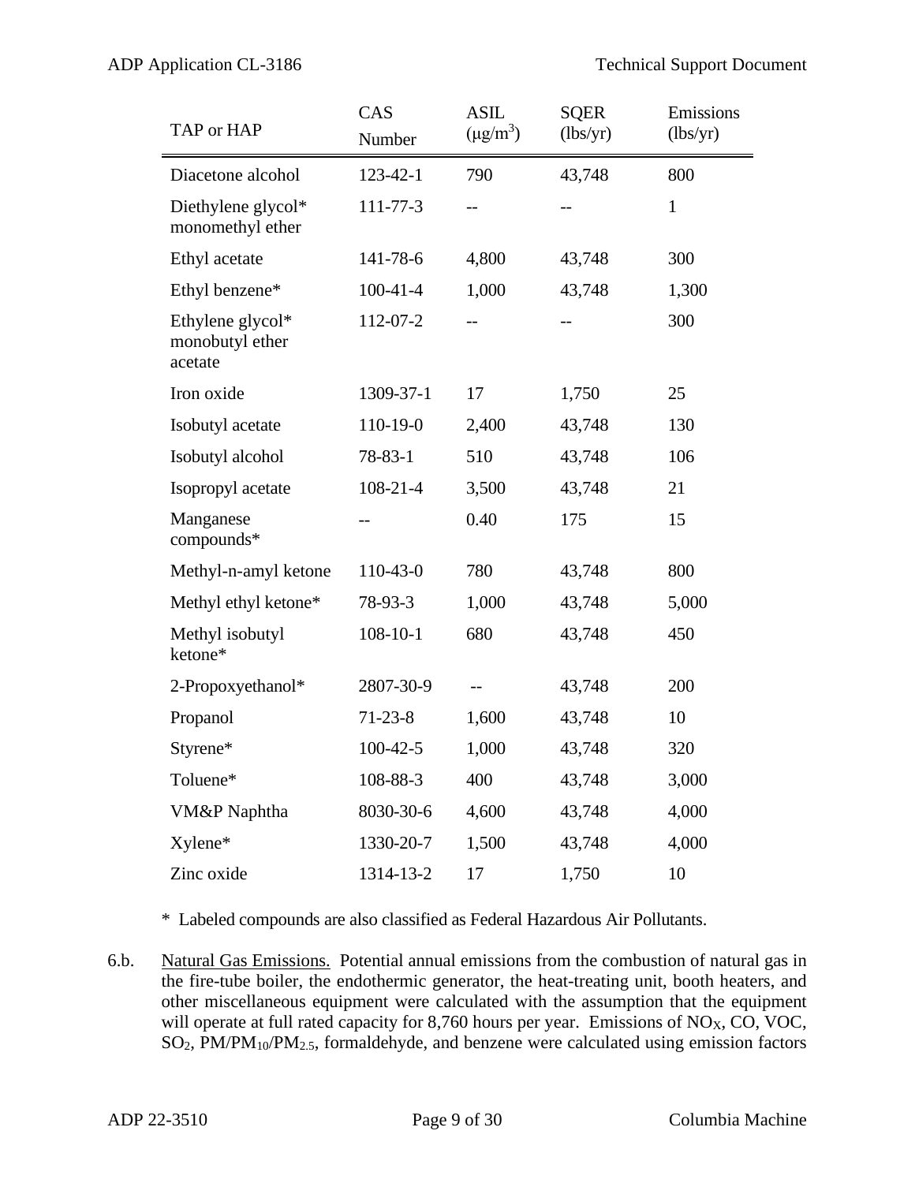| TAP or HAP | CAS Number | ASIL ($\mu g/m^3$) | SQER (lbs/yr) | Emissions (lbs/yr) |
|---|---|---|---|---|
| Diacetone alcohol | 123-42-1 | 790 | 43,748 | 800 |
| Diethylene glycol* monomethyl ether | 111-77-3 | -- | -- | 1 |
| Ethyl acetate | 141-78-6 | 4,800 | 43,748 | 300 |
| Ethyl benzene* | 100-41-4 | 1,000 | 43,748 | 1,300 |
| Ethylene glycol* monobutyl ether acetate | 112-07-2 | -- | -- | 300 |
| Iron oxide | 1309-37-1 | 17 | 1,750 | 25 |
| Isobutyl acetate | 110-19-0 | 2,400 | 43,748 | 130 |
| Isobutyl alcohol | 78-83-1 | 510 | 43,748 | 106 |
| Isopropyl acetate | 108-21-4 | 3,500 | 43,748 | 21 |
| Manganese compounds* | -- | 0.40 | 175 | 15 |
| Methyl-n-amyl ketone | 110-43-0 | 780 | 43,748 | 800 |
| Methyl ethyl ketone* | 78-93-3 | 1,000 | 43,748 | 5,000 |
| Methyl isobutyl ketone* | 108-10-1 | 680 | 43,748 | 450 |
| 2-Propoxyethanol* | 2807-30-9 | -- | 43,748 | 200 |
| Propanol | 71-23-8 | 1,600 | 43,748 | 10 |
| Styrene* | 100-42-5 | 1,000 | 43,748 | 320 |
| Toluene* | 108-88-3 | 400 | 43,748 | 3,000 |
| VM&P Naphtha | 8030-30-6 | 4,600 | 43,748 | 4,000 |
| Xylene* | 1330-20-7 | 1,500 | 43,748 | 4,000 |
| Zinc oxide | 1314-13-2 | 17 | 1,750 | 10 |

\* Labeled compounds are also classified as Federal Hazardous Air Pollutants.

6.b. Natural Gas Emissions. Potential annual emissions from the combustion of natural gas in the fire-tube boiler, the endothermic generator, the heat-treating unit, booth heaters, and other miscellaneous equipment were calculated with the assumption that the equipment will operate at full rated capacity for 8,760 hours per year. Emissions of $NO_X$, CO, VOC, $SO_2$, PM/$PM_{10}$/$PM_{2.5}$, formaldehyde, and benzene were calculated using emission factors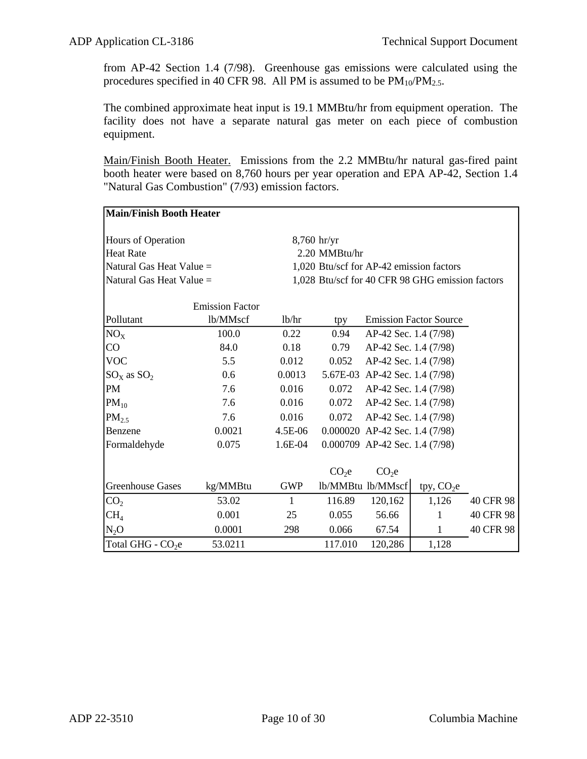from AP-42 Section 1.4 (7/98). Greenhouse gas emissions were calculated using the procedures specified in 40 CFR 98. All PM is assumed to be $PM_{10}$/$PM_{2.5}$.

The combined approximate heat input is 19.1 MMBtu/hr from equipment operation. The facility does not have a separate natural gas meter on each piece of combustion equipment.

Main/Finish Booth Heater. Emissions from the 2.2 MMBtu/hr natural gas-fired paint booth heater were based on 8,760 hours per year operation and EPA AP-42, Section 1.4 "Natural Gas Combustion" (7/93) emission factors.

**Main/Finish Booth Heater**

| | | | | |
|---|---|---|---|---|
| Hours of Operation | | 8,760 | hr/yr | |
| Heat Rate | | 2.20 | MMBtu/hr | |
| Natural Gas Heat Value = | | 1,020 | Btu/scf for AP-42 emission factors | |
| Natural Gas Heat Value = | | 1,028 | Btu/scf for 40 CFR 98 GHG emission factors | |

| Pollutant | Emission Factor lb/MMscf | lb/hr | tpy | Emission Factor Source |
|---|---|---|---|---|
| $NO_X$ | 100.0 | 0.22 | 0.94 | AP-42 Sec. 1.4 (7/98) |
| CO | 84.0 | 0.18 | 0.79 | AP-42 Sec. 1.4 (7/98) |
| VOC | 5.5 | 0.012 | 0.052 | AP-42 Sec. 1.4 (7/98) |
| $SO_X$ as $SO_2$ | 0.6 | 0.0013 | 5.67E-03 | AP-42 Sec. 1.4 (7/98) |
| PM | 7.6 | 0.016 | 0.072 | AP-42 Sec. 1.4 (7/98) |
| $PM_{10}$ | 7.6 | 0.016 | 0.072 | AP-42 Sec. 1.4 (7/98) |
| $PM_{2.5}$ | 7.6 | 0.016 | 0.072 | AP-42 Sec. 1.4 (7/98) |
| Benzene | 0.0021 | 4.5E-06 | 0.000020 | AP-42 Sec. 1.4 (7/98) |
| Formaldehyde | 0.075 | 1.6E-04 | 0.000709 | AP-42 Sec. 1.4 (7/98) |

| Greenhouse Gases | kg/MMBtu | GWP | $CO_2e$ lb/MMBtu | $CO_2e$ lb/MMscf | tpy, $CO_2e$ | |
|---|---|---|---|---|---|---|
| $CO_2$ | 53.02 | 1 | 116.89 | 120,162 | 1,126 | 40 CFR 98 |
| $CH_4$ | 0.001 | 25 | 0.055 | 56.66 | 1 | 40 CFR 98 |
| $N_2O$ | 0.0001 | 298 | 0.066 | 67.54 | 1 | 40 CFR 98 |
| Total GHG - $CO_2e$ | 53.0211 | | 117.010 | 120,286 | 1,128 | |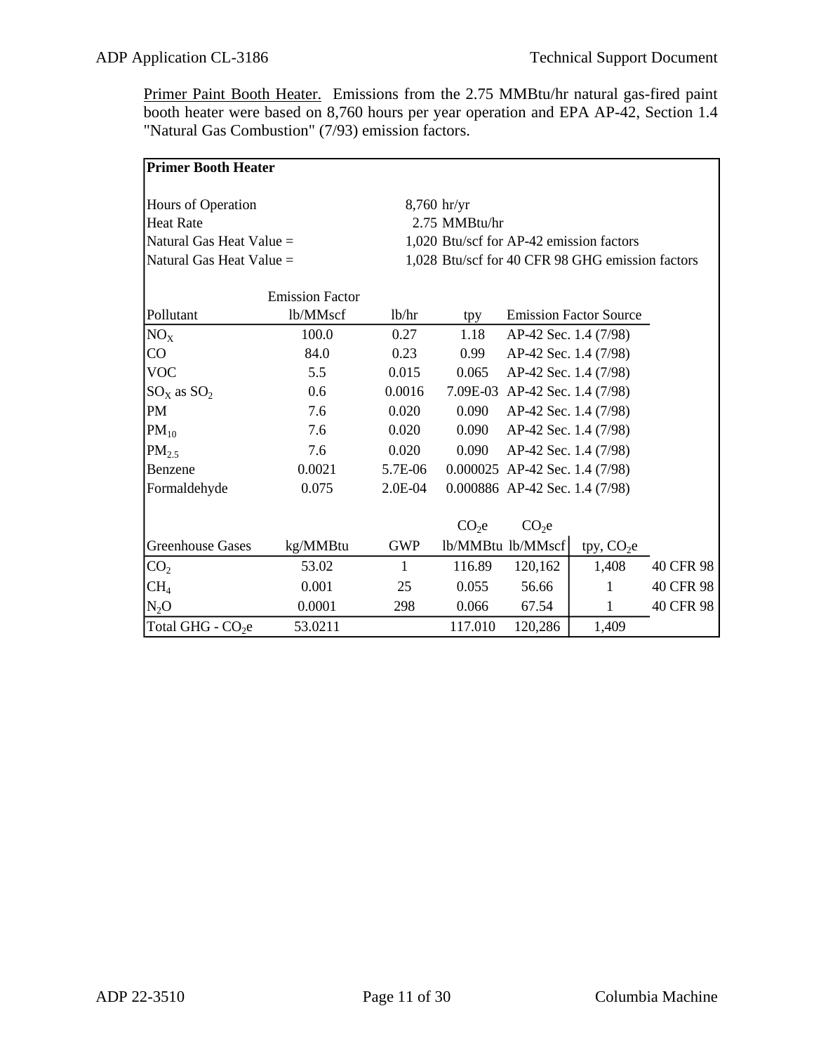Primer Paint Booth Heater. Emissions from the 2.75 MMBtu/hr natural gas-fired paint booth heater were based on 8,760 hours per year operation and EPA AP-42, Section 1.4 "Natural Gas Combustion" (7/93) emission factors.

| **Primer Booth Heater** | | | | | | |
|---|---|---|---|---|---|---|
| Hours of Operation | | 8,760 hr/yr | | | | |
| Heat Rate | | 2.75 MMBtu/hr | | | | |
| Natural Gas Heat Value = | | 1,020 Btu/scf for AP-42 emission factors | | | | |
| Natural Gas Heat Value = | | 1,028 Btu/scf for 40 CFR 98 GHG emission factors | | | | |
| | | | | | | |
| Pollutant | Emission Factor lb/MMscf | lb/hr | tpy | Emission Factor Source | | |
| $NO_X$ | 100.0 | 0.27 | 1.18 | AP-42 Sec. 1.4 (7/98) | | |
| CO | 84.0 | 0.23 | 0.99 | AP-42 Sec. 1.4 (7/98) | | |
| VOC | 5.5 | 0.015 | 0.065 | AP-42 Sec. 1.4 (7/98) | | |
| $SO_X$ as $SO_2$ | 0.6 | 0.0016 | 7.09E-03 | AP-42 Sec. 1.4 (7/98) | | |
| PM | 7.6 | 0.020 | 0.090 | AP-42 Sec. 1.4 (7/98) | | |
| $PM_{10}$ | 7.6 | 0.020 | 0.090 | AP-42 Sec. 1.4 (7/98) | | |
| $PM_{2.5}$ | 7.6 | 0.020 | 0.090 | AP-42 Sec. 1.4 (7/98) | | |
| Benzene | 0.0021 | 5.7E-06 | 0.000025 | AP-42 Sec. 1.4 (7/98) | | |
| Formaldehyde | 0.075 | 2.0E-04 | 0.000886 | AP-42 Sec. 1.4 (7/98) | | |
| | | | | | | |
| Greenhouse Gases | kg/MMBtu | GWP | $CO_2e$ lb/MMBtu | $CO_2e$ lb/MMscf | tpy, $CO_2e$ | |
| $CO_2$ | 53.02 | 1 | 116.89 | 120,162 | 1,408 | 40 CFR 98 |
| $CH_4$ | 0.001 | 25 | 0.055 | 56.66 | 1 | 40 CFR 98 |
| $N_2O$ | 0.0001 | 298 | 0.066 | 67.54 | 1 | 40 CFR 98 |
| Total GHG - $CO_2e$ | 53.0211 | | 117.010 | 120,286 | 1,409 | |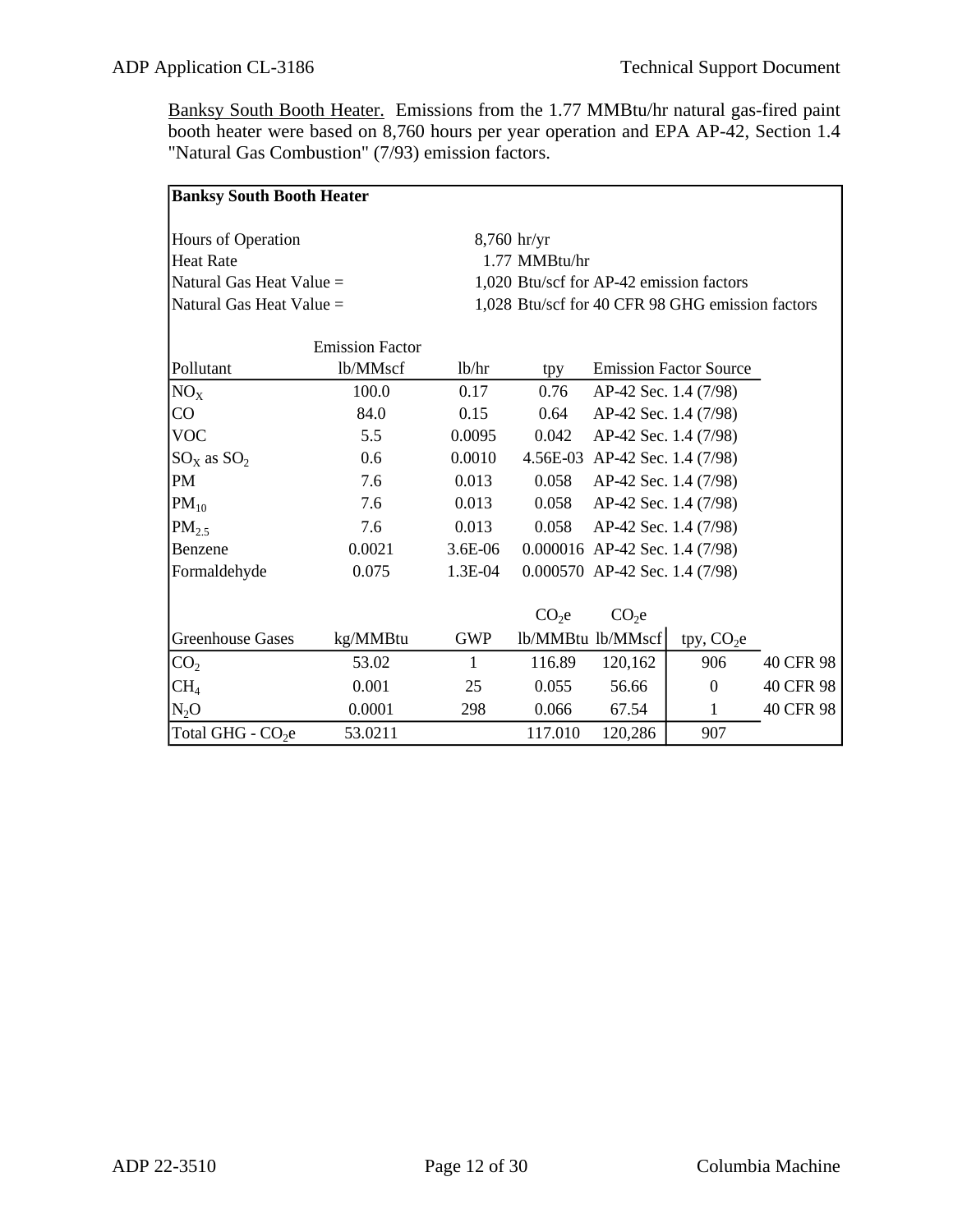Banksy South Booth Heater. Emissions from the 1.77 MMBtu/hr natural gas-fired paint booth heater were based on 8,760 hours per year operation and EPA AP-42, Section 1.4 "Natural Gas Combustion" (7/93) emission factors.

**Banksy South Booth Heater**

| | |
|---|---|
| Hours of Operation | 8,760 hr/yr |
| Heat Rate | 1.77 MMBtu/hr |
| Natural Gas Heat Value = | 1,020 Btu/scf for AP-42 emission factors |
| Natural Gas Heat Value = | 1,028 Btu/scf for 40 CFR 98 GHG emission factors |

| Pollutant | Emission Factor lb/MMscf | lb/hr | tpy | Emission Factor Source |
|---|---|---|---|---|
| $NO_X$ | 100.0 | 0.17 | 0.76 | AP-42 Sec. 1.4 (7/98) |
| CO | 84.0 | 0.15 | 0.64 | AP-42 Sec. 1.4 (7/98) |
| VOC | 5.5 | 0.0095 | 0.042 | AP-42 Sec. 1.4 (7/98) |
| $SO_X$ as $SO_2$ | 0.6 | 0.0010 | 4.56E-03 | AP-42 Sec. 1.4 (7/98) |
| PM | 7.6 | 0.013 | 0.058 | AP-42 Sec. 1.4 (7/98) |
| $PM_{10}$ | 7.6 | 0.013 | 0.058 | AP-42 Sec. 1.4 (7/98) |
| $PM_{2.5}$ | 7.6 | 0.013 | 0.058 | AP-42 Sec. 1.4 (7/98) |
| Benzene | 0.0021 | 3.6E-06 | 0.000016 | AP-42 Sec. 1.4 (7/98) |
| Formaldehyde | 0.075 | 1.3E-04 | 0.000570 | AP-42 Sec. 1.4 (7/98) |

| Greenhouse Gases | kg/MMBtu | GWP | $CO_2e$ lb/MMBtu | $CO_2e$ lb/MMscf | tpy, $CO_2e$ | |
|---|---|---|---|---|---|---|
| $CO_2$ | 53.02 | 1 | 116.89 | 120,162 | 906 | 40 CFR 98 |
| $CH_4$ | 0.001 | 25 | 0.055 | 56.66 | 0 | 40 CFR 98 |
| $N_2O$ | 0.0001 | 298 | 0.066 | 67.54 | 1 | 40 CFR 98 |
| Total GHG - $CO_2e$ | 53.0211 | | 117.010 | 120,286 | 907 | |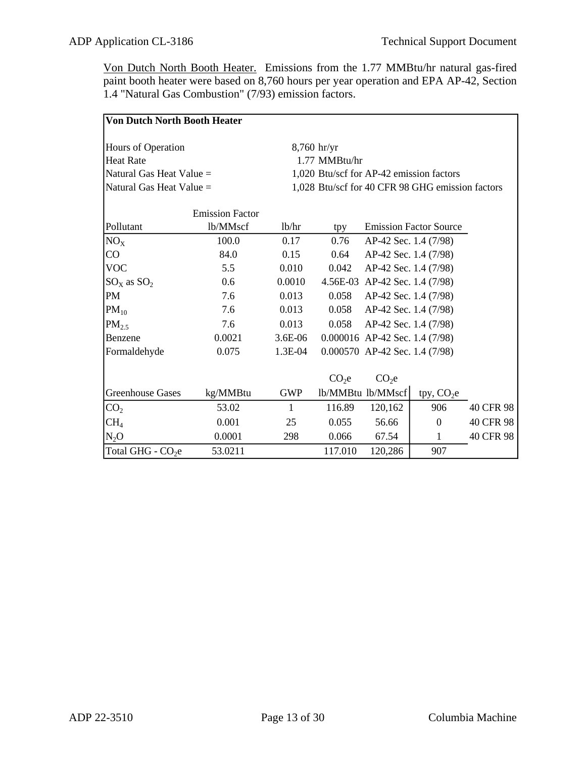Von Dutch North Booth Heater. Emissions from the 1.77 MMBtu/hr natural gas-fired paint booth heater were based on 8,760 hours per year operation and EPA AP-42, Section 1.4 "Natural Gas Combustion" (7/93) emission factors.

| **Von Dutch North Booth Heater** | | | | | | |
|---|---|---|---|---|---|---|
| Hours of Operation | | 8,760 hr/yr | | | | |
| Heat Rate | | 1.77 MMBtu/hr | | | | |
| Natural Gas Heat Value = | | 1,020 Btu/scf for AP-42 emission factors | | | | |
| Natural Gas Heat Value = | | 1,028 Btu/scf for 40 CFR 98 GHG emission factors | | | | |
| Pollutant | Emission Factor lb/MMscf | lb/hr | tpy | Emission Factor Source | | |
| $NO_X$ | 100.0 | 0.17 | 0.76 | AP-42 Sec. 1.4 (7/98) | | |
| CO | 84.0 | 0.15 | 0.64 | AP-42 Sec. 1.4 (7/98) | | |
| VOC | 5.5 | 0.010 | 0.042 | AP-42 Sec. 1.4 (7/98) | | |
| $SO_X$ as $SO_2$ | 0.6 | 0.0010 | 4.56E-03 | AP-42 Sec. 1.4 (7/98) | | |
| PM | 7.6 | 0.013 | 0.058 | AP-42 Sec. 1.4 (7/98) | | |
| $PM_{10}$ | 7.6 | 0.013 | 0.058 | AP-42 Sec. 1.4 (7/98) | | |
| $PM_{2.5}$ | 7.6 | 0.013 | 0.058 | AP-42 Sec. 1.4 (7/98) | | |
| Benzene | 0.0021 | 3.6E-06 | 0.000016 | AP-42 Sec. 1.4 (7/98) | | |
| Formaldehyde | 0.075 | 1.3E-04 | 0.000570 | AP-42 Sec. 1.4 (7/98) | | |
| Greenhouse Gases | kg/MMBtu | GWP | $CO_2e$ lb/MMBtu | $CO_2e$ lb/MMscf | tpy, $CO_2e$ | |
| $CO_2$ | 53.02 | 1 | 116.89 | 120,162 | 906 | 40 CFR 98 |
| $CH_4$ | 0.001 | 25 | 0.055 | 56.66 | 0 | 40 CFR 98 |
| $N_2O$ | 0.0001 | 298 | 0.066 | 67.54 | 1 | 40 CFR 98 |
| Total GHG - $CO_2e$ | 53.0211 | | 117.010 | 120,286 | 907 | |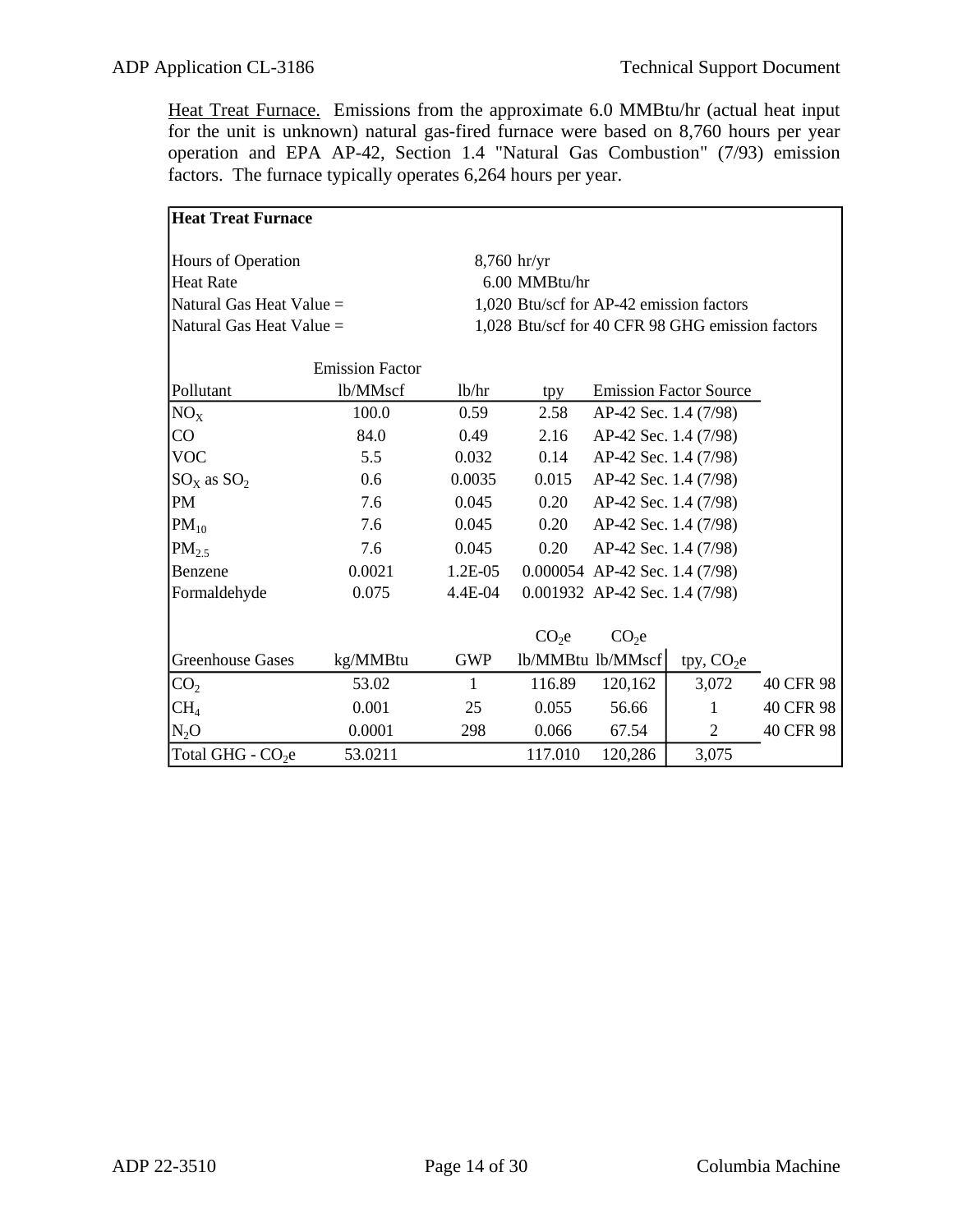Heat Treat Furnace. Emissions from the approximate 6.0 MMBtu/hr (actual heat input for the unit is unknown) natural gas-fired furnace were based on 8,760 hours per year operation and EPA AP-42, Section 1.4 "Natural Gas Combustion" (7/93) emission factors. The furnace typically operates 6,264 hours per year.

| **Heat Treat Furnace** | | | | | | |
|---|---|---|---|---|---|---|
| Hours of Operation | | 8,760 | hr/yr | | | |
| Heat Rate | | 6.00 | MMBtu/hr | | | |
| Natural Gas Heat Value = | | 1,020 | Btu/scf for AP-42 emission factors | | | |
| Natural Gas Heat Value = | | 1,028 | Btu/scf for 40 CFR 98 GHG emission factors | | | |
| | Emission Factor | | | | | |
| Pollutant | lb/MMscf | lb/hr | tpy | Emission Factor Source | | |
| $NO_X$ | 100.0 | 0.59 | 2.58 | AP-42 Sec. 1.4 (7/98) | | |
| CO | 84.0 | 0.49 | 2.16 | AP-42 Sec. 1.4 (7/98) | | |
| VOC | 5.5 | 0.032 | 0.14 | AP-42 Sec. 1.4 (7/98) | | |
| $SO_X$ as $SO_2$ | 0.6 | 0.0035 | 0.015 | AP-42 Sec. 1.4 (7/98) | | |
| PM | 7.6 | 0.045 | 0.20 | AP-42 Sec. 1.4 (7/98) | | |
| $PM_{10}$ | 7.6 | 0.045 | 0.20 | AP-42 Sec. 1.4 (7/98) | | |
| $PM_{2.5}$ | 7.6 | 0.045 | 0.20 | AP-42 Sec. 1.4 (7/98) | | |
| Benzene | 0.0021 | 1.2E-05 | 0.000054 | AP-42 Sec. 1.4 (7/98) | | |
| Formaldehyde | 0.075 | 4.4E-04 | 0.001932 | AP-42 Sec. 1.4 (7/98) | | |
| | | | $CO_2e$ | $CO_2e$ | | |
| Greenhouse Gases | kg/MMBtu | GWP | lb/MMBtu | lb/MMscf | tpy, $CO_2e$ | |
| $CO_2$ | 53.02 | 1 | 116.89 | 120,162 | 3,072 | 40 CFR 98 |
| $CH_4$ | 0.001 | 25 | 0.055 | 56.66 | 1 | 40 CFR 98 |
| $N_2O$ | 0.0001 | 298 | 0.066 | 67.54 | 2 | 40 CFR 98 |
| Total GHG - $CO_2e$ | 53.0211 | | 117.010 | 120,286 | 3,075 | |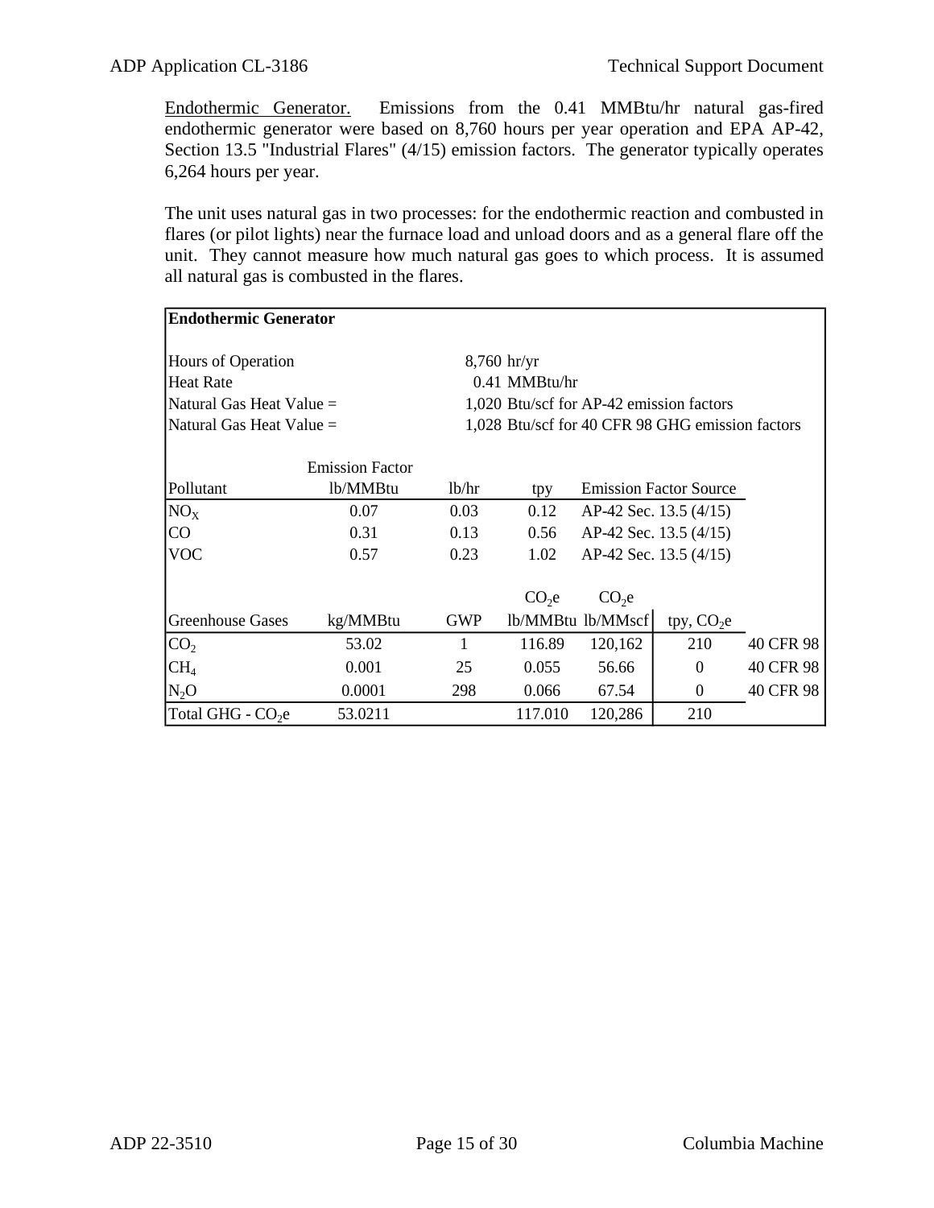Endothermic Generator. Emissions from the 0.41 MMBtu/hr natural gas-fired endothermic generator were based on 8,760 hours per year operation and EPA AP-42, Section 13.5 "Industrial Flares" (4/15) emission factors. The generator typically operates 6,264 hours per year.

The unit uses natural gas in two processes: for the endothermic reaction and combusted in flares (or pilot lights) near the furnace load and unload doors and as a general flare off the unit. They cannot measure how much natural gas goes to which process. It is assumed all natural gas is combusted in the flares.

**Endothermic Generator**

| | | |
|---|---|---|
| Hours of Operation | 8,760 | hr/yr |
| Heat Rate | 0.41 | MMBtu/hr |
| Natural Gas Heat Value = | 1,020 | Btu/scf for AP-42 emission factors |
| Natural Gas Heat Value = | 1,028 | Btu/scf for 40 CFR 98 GHG emission factors |

| Pollutant | Emission Factor lb/MMBtu | lb/hr | tpy | Emission Factor Source |
|---|---|---|---|---|
| $NO_X$ | 0.07 | 0.03 | 0.12 | AP-42 Sec. 13.5 (4/15) |
| CO | 0.31 | 0.13 | 0.56 | AP-42 Sec. 13.5 (4/15) |
| VOC | 0.57 | 0.23 | 1.02 | AP-42 Sec. 13.5 (4/15) |

| Greenhouse Gases | kg/MMBtu | GWP | $CO_2e$ lb/MMBtu | $CO_2e$ lb/MMscf | tpy, $CO_2e$ | |
|---|---|---|---|---|---|---|
| $CO_2$ | 53.02 | 1 | 116.89 | 120,162 | 210 | 40 CFR 98 |
| $CH_4$ | 0.001 | 25 | 0.055 | 56.66 | 0 | 40 CFR 98 |
| $N_2O$ | 0.0001 | 298 | 0.066 | 67.54 | 0 | 40 CFR 98 |
| Total GHG - $CO_2e$ | 53.0211 | | 117.010 | 120,286 | 210 | |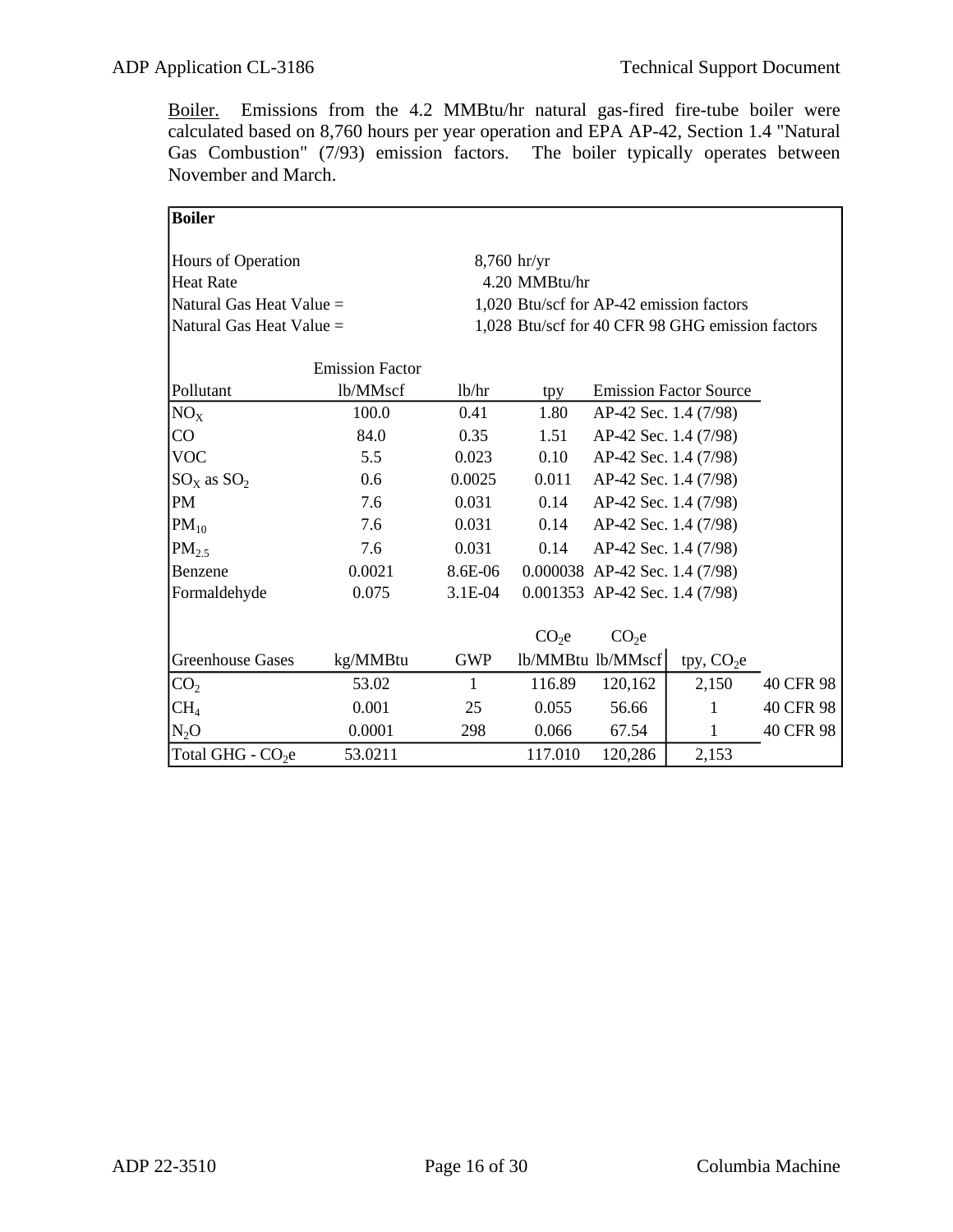Boiler. Emissions from the 4.2 MMBtu/hr natural gas-fired fire-tube boiler were calculated based on 8,760 hours per year operation and EPA AP-42, Section 1.4 "Natural Gas Combustion" (7/93) emission factors. The boiler typically operates between November and March.

| **Boiler** | | | | | | |
|---|---|---|---|---|---|---|
| Hours of Operation | | 8,760 hr/yr | | | | |
| Heat Rate | | 4.20 MMBtu/hr | | | | |
| Natural Gas Heat Value = | | 1,020 Btu/scf for AP-42 emission factors | | | | |
| Natural Gas Heat Value = | | 1,028 Btu/scf for 40 CFR 98 GHG emission factors | | | | |
| | Emission Factor | | | | | |
| Pollutant | lb/MMscf | lb/hr | tpy | Emission Factor Source | | |
| $NO_X$ | 100.0 | 0.41 | 1.80 | AP-42 Sec. 1.4 (7/98) | | |
| CO | 84.0 | 0.35 | 1.51 | AP-42 Sec. 1.4 (7/98) | | |
| VOC | 5.5 | 0.023 | 0.10 | AP-42 Sec. 1.4 (7/98) | | |
| $SO_X$ as $SO_2$ | 0.6 | 0.0025 | 0.011 | AP-42 Sec. 1.4 (7/98) | | |
| PM | 7.6 | 0.031 | 0.14 | AP-42 Sec. 1.4 (7/98) | | |
| $PM_{10}$ | 7.6 | 0.031 | 0.14 | AP-42 Sec. 1.4 (7/98) | | |
| $PM_{2.5}$ | 7.6 | 0.031 | 0.14 | AP-42 Sec. 1.4 (7/98) | | |
| Benzene | 0.0021 | 8.6E-06 | 0.000038 | AP-42 Sec. 1.4 (7/98) | | |
| Formaldehyde | 0.075 | 3.1E-04 | 0.001353 | AP-42 Sec. 1.4 (7/98) | | |
| | | | $CO_2e$ | $CO_2e$ | | |
| Greenhouse Gases | kg/MMBtu | GWP | lb/MMBtu | lb/MMscf | tpy, $CO_2e$ | |
| $CO_2$ | 53.02 | 1 | 116.89 | 120,162 | 2,150 | 40 CFR 98 |
| $CH_4$ | 0.001 | 25 | 0.055 | 56.66 | 1 | 40 CFR 98 |
| $N_2O$ | 0.0001 | 298 | 0.066 | 67.54 | 1 | 40 CFR 98 |
| Total GHG - $CO_2e$ | 53.0211 | | 117.010 | 120,286 | 2,153 | |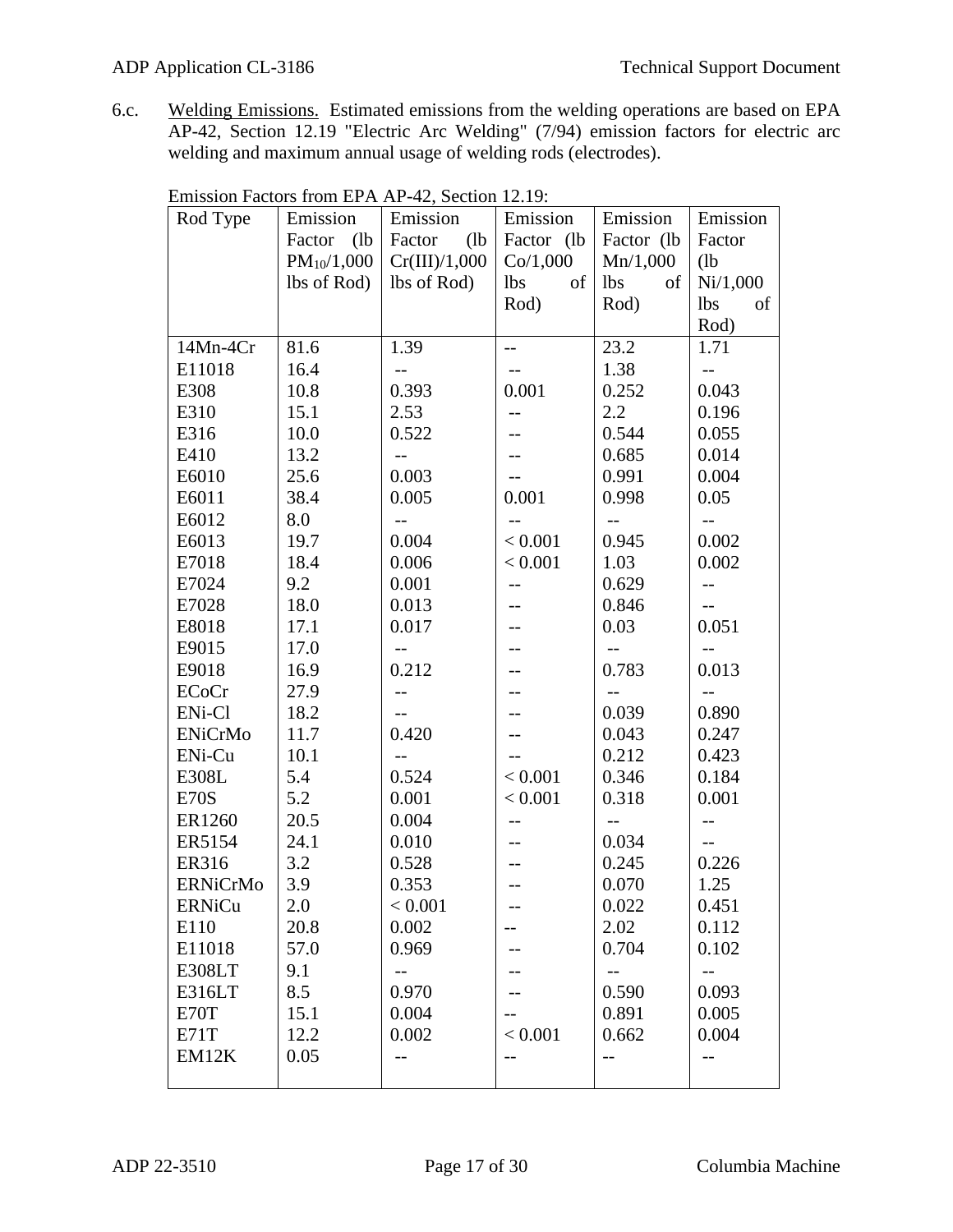6.c. Welding Emissions. Estimated emissions from the welding operations are based on EPA AP-42, Section 12.19 "Electric Arc Welding" (7/94) emission factors for electric arc welding and maximum annual usage of welding rods (electrodes).

Emission Factors from EPA AP-42, Section 12.19:

| Rod Type | Emission Factor (lb $PM_{10}$/1,000 lbs of Rod) | Emission Factor (lb Cr(III)/1,000 lbs of Rod) | Emission Factor (lb Co/1,000 lbs of Rod) | Emission Factor (lb Mn/1,000 lbs of Rod) | Emission Factor (lb Ni/1,000 lbs of Rod) |
|---|---|---|---|---|---|
| 14Mn-4Cr | 81.6 | 1.39 | -- | 23.2 | 1.71 |
| E11018 | 16.4 | -- | -- | 1.38 | -- |
| E308 | 10.8 | 0.393 | 0.001 | 0.252 | 0.043 |
| E310 | 15.1 | 2.53 | -- | 2.2 | 0.196 |
| E316 | 10.0 | 0.522 | -- | 0.544 | 0.055 |
| E410 | 13.2 | -- | -- | 0.685 | 0.014 |
| E6010 | 25.6 | 0.003 | -- | 0.991 | 0.004 |
| E6011 | 38.4 | 0.005 | 0.001 | 0.998 | 0.05 |
| E6012 | 8.0 | -- | -- | -- | -- |
| E6013 | 19.7 | 0.004 | < 0.001 | 0.945 | 0.002 |
| E7018 | 18.4 | 0.006 | < 0.001 | 1.03 | 0.002 |
| E7024 | 9.2 | 0.001 | -- | 0.629 | -- |
| E7028 | 18.0 | 0.013 | -- | 0.846 | -- |
| E8018 | 17.1 | 0.017 | -- | 0.03 | 0.051 |
| E9015 | 17.0 | -- | -- | -- | -- |
| E9018 | 16.9 | 0.212 | -- | 0.783 | 0.013 |
| ECoCr | 27.9 | -- | -- | -- | -- |
| ENi-Cl | 18.2 | -- | -- | 0.039 | 0.890 |
| ENiCrMo | 11.7 | 0.420 | -- | 0.043 | 0.247 |
| ENi-Cu | 10.1 | -- | -- | 0.212 | 0.423 |
| E308L | 5.4 | 0.524 | < 0.001 | 0.346 | 0.184 |
| E70S | 5.2 | 0.001 | < 0.001 | 0.318 | 0.001 |
| ER1260 | 20.5 | 0.004 | -- | -- | -- |
| ER5154 | 24.1 | 0.010 | -- | 0.034 | -- |
| ER316 | 3.2 | 0.528 | -- | 0.245 | 0.226 |
| ERNiCrMo | 3.9 | 0.353 | -- | 0.070 | 1.25 |
| ERNiCu | 2.0 | < 0.001 | -- | 0.022 | 0.451 |
| E110 | 20.8 | 0.002 | -- | 2.02 | 0.112 |
| E11018 | 57.0 | 0.969 | -- | 0.704 | 0.102 |
| E308LT | 9.1 | -- | -- | -- | -- |
| E316LT | 8.5 | 0.970 | -- | 0.590 | 0.093 |
| E70T | 15.1 | 0.004 | -- | 0.891 | 0.005 |
| E71T | 12.2 | 0.002 | < 0.001 | 0.662 | 0.004 |
| EM12K | 0.05 | -- | -- | -- | -- |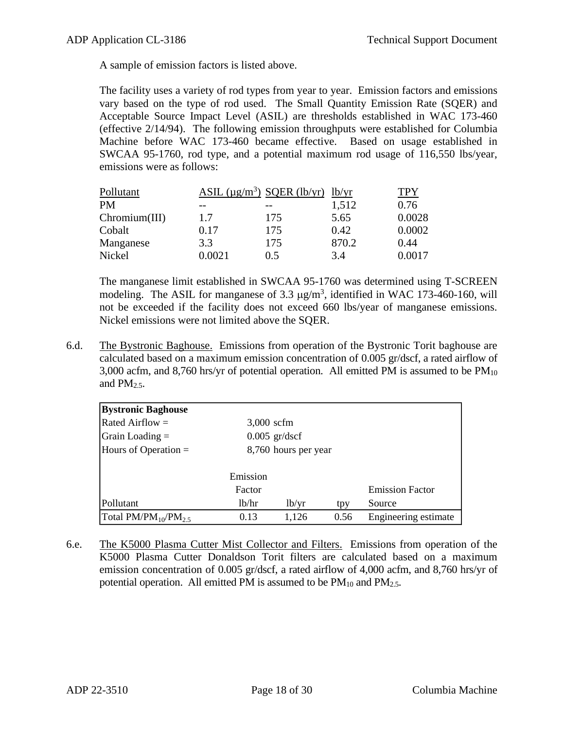A sample of emission factors is listed above.

The facility uses a variety of rod types from year to year. Emission factors and emissions vary based on the type of rod used. The Small Quantity Emission Rate (SQER) and Acceptable Source Impact Level (ASIL) are thresholds established in WAC 173-460 (effective 2/14/94). The following emission throughputs were established for Columbia Machine before WAC 173-460 became effective. Based on usage established in SWCAA 95-1760, rod type, and a potential maximum rod usage of 116,550 lbs/year, emissions were as follows:

| Pollutant | ASIL ($\mu g/m^3$) | SQER (lb/yr) | lb/yr | TPY |
|---|---|---|---|---|
| PM | -- | -- | 1,512 | 0.76 |
| Chromium(III) | 1.7 | 175 | 5.65 | 0.0028 |
| Cobalt | 0.17 | 175 | 0.42 | 0.0002 |
| Manganese | 3.3 | 175 | 870.2 | 0.44 |
| Nickel | 0.0021 | 0.5 | 3.4 | 0.0017 |

The manganese limit established in SWCAA 95-1760 was determined using T-SCREEN modeling. The ASIL for manganese of 3.3 $\mu g/m^3$, identified in WAC 173-460-160, will not be exceeded if the facility does not exceed 660 lbs/year of manganese emissions. Nickel emissions were not limited above the SQER.

6.d. The Bystronic Baghouse. Emissions from operation of the Bystronic Torit baghouse are calculated based on a maximum emission concentration of 0.005 gr/dscf, a rated airflow of 3,000 acfm, and 8,760 hrs/yr of potential operation. All emitted PM is assumed to be $PM_{10}$ and $PM_{2.5}$.

| **Bystronic Baghouse** | | | | |
|---|---|---|---|---|
| Rated Airflow = | 3,000 scfm | | | |
| Grain Loading = | 0.005 gr/dscf | | | |
| Hours of Operation = | 8,760 hours per year | | | |
| | | | | |
| Pollutant | Emission Factor lb/hr | lb/yr | tpy | Emission Factor Source |
| Total $PM/PM_{10}/PM_{2.5}$ | 0.13 | 1,126 | 0.56 | Engineering estimate |

6.e. The K5000 Plasma Cutter Mist Collector and Filters. Emissions from operation of the K5000 Plasma Cutter Donaldson Torit filters are calculated based on a maximum emission concentration of 0.005 gr/dscf, a rated airflow of 4,000 acfm, and 8,760 hrs/yr of potential operation. All emitted PM is assumed to be $PM_{10}$ and $PM_{2.5}$.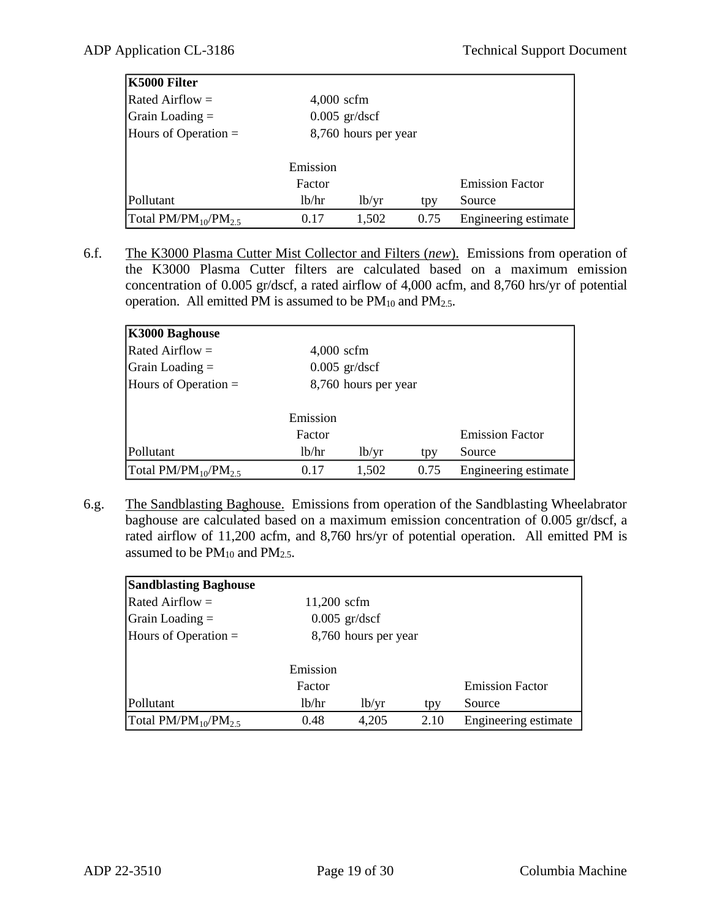| K5000 Filter | | | | |
|---|---|---|---|---|
| Rated Airflow = | 4,000 scfm | | | |
| Grain Loading = | 0.005 gr/dscf | | | |
| Hours of Operation = | 8,760 hours per year | | | |
| | | | | |
| Pollutant | Emission Factor lb/hr | lb/yr | tpy | Emission Factor Source |
| Total $PM/PM_{10}/PM_{2.5}$ | 0.17 | 1,502 | 0.75 | Engineering estimate |

6.f. The K3000 Plasma Cutter Mist Collector and Filters (*new*). Emissions from operation of the K3000 Plasma Cutter filters are calculated based on a maximum emission concentration of 0.005 gr/dscf, a rated airflow of 4,000 acfm, and 8,760 hrs/yr of potential operation. All emitted PM is assumed to be $PM_{10}$ and $PM_{2.5}$.

| K3000 Baghouse | | | | |
|---|---|---|---|---|
| Rated Airflow = | 4,000 scfm | | | |
| Grain Loading = | 0.005 gr/dscf | | | |
| Hours of Operation = | 8,760 hours per year | | | |
| | | | | |
| Pollutant | Emission Factor lb/hr | lb/yr | tpy | Emission Factor Source |
| Total $PM/PM_{10}/PM_{2.5}$ | 0.17 | 1,502 | 0.75 | Engineering estimate |

6.g. The Sandblasting Baghouse. Emissions from operation of the Sandblasting Wheelabrator baghouse are calculated based on a maximum emission concentration of 0.005 gr/dscf, a rated airflow of 11,200 acfm, and 8,760 hrs/yr of potential operation. All emitted PM is assumed to be $PM_{10}$ and $PM_{2.5}$.

| Sandblasting Baghouse | | | | |
|---|---|---|---|---|
| Rated Airflow = | 11,200 scfm | | | |
| Grain Loading = | 0.005 gr/dscf | | | |
| Hours of Operation = | 8,760 hours per year | | | |
| | | | | |
| Pollutant | Emission Factor lb/hr | lb/yr | tpy | Emission Factor Source |
| Total $PM/PM_{10}/PM_{2.5}$ | 0.48 | 4,205 | 2.10 | Engineering estimate |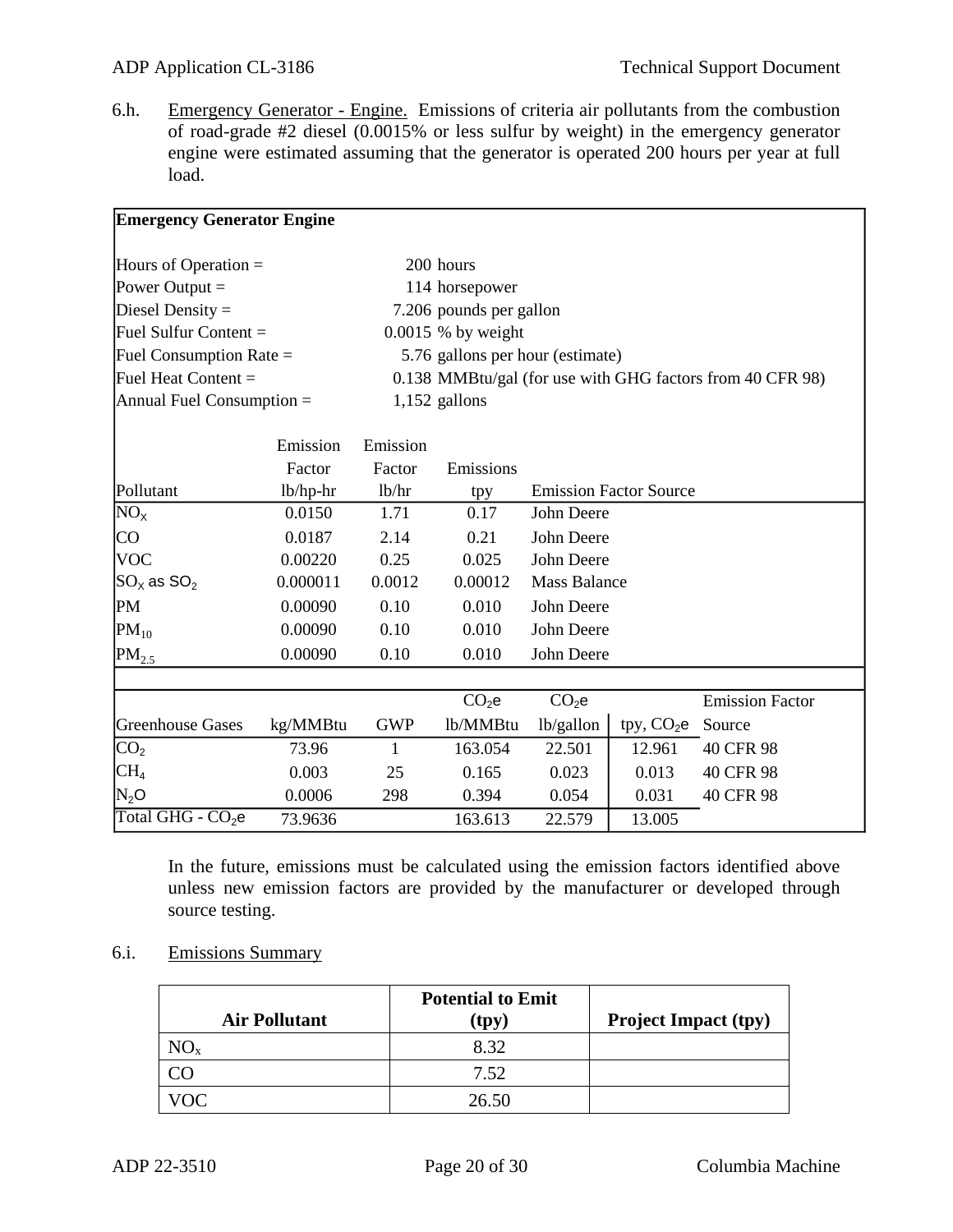6.h. Emergency Generator - Engine. Emissions of criteria air pollutants from the combustion of road-grade #2 diesel (0.0015% or less sulfur by weight) in the emergency generator engine were estimated assuming that the generator is operated 200 hours per year at full load.

**Emergency Generator Engine**

| | | |
|---|---|---|
| Hours of Operation = | 200 | hours |
| Power Output = | 114 | horsepower |
| Diesel Density = | 7.206 | pounds per gallon |
| Fuel Sulfur Content = | 0.0015 | % by weight |
| Fuel Consumption Rate = | 5.76 | gallons per hour (estimate) |
| Fuel Heat Content = | 0.138 | MMBtu/gal (for use with GHG factors from 40 CFR 98) |
| Annual Fuel Consumption = | 1,152 | gallons |

| Pollutant | Emission Factor lb/hp-hr | Emission Factor lb/hr | Emissions tpy | Emission Factor Source |
|---|---|---|---|---|
| $NO_X$ | 0.0150 | 1.71 | 0.17 | John Deere |
| CO | 0.0187 | 2.14 | 0.21 | John Deere |
| VOC | 0.00220 | 0.25 | 0.025 | John Deere |
| $SO_X$ as $SO_2$ | 0.000011 | 0.0012 | 0.00012 | Mass Balance |
| PM | 0.00090 | 0.10 | 0.010 | John Deere |
| $PM_{10}$ | 0.00090 | 0.10 | 0.010 | John Deere |
| $PM_{2.5}$ | 0.00090 | 0.10 | 0.010 | John Deere |

| Greenhouse Gases | kg/MMBtu | GWP | $CO_2e$ lb/MMBtu | $CO_2e$ lb/gallon | tpy, $CO_2e$ | Emission Factor Source |
|---|---|---|---|---|---|---|
| $CO_2$ | 73.96 | 1 | 163.054 | 22.501 | 12.961 | 40 CFR 98 |
| $CH_4$ | 0.003 | 25 | 0.165 | 0.023 | 0.013 | 40 CFR 98 |
| $N_2O$ | 0.0006 | 298 | 0.394 | 0.054 | 0.031 | 40 CFR 98 |
| Total GHG - $CO_2e$ | 73.9636 | | 163.613 | 22.579 | 13.005 | |

In the future, emissions must be calculated using the emission factors identified above unless new emission factors are provided by the manufacturer or developed through source testing.

6.i. Emissions Summary

| Air Pollutant | Potential to Emit (tpy) | Project Impact (tpy) |
|---|---|---|
| $NO_x$ | 8.32 | |
| CO | 7.52 | |
| VOC | 26.50 | |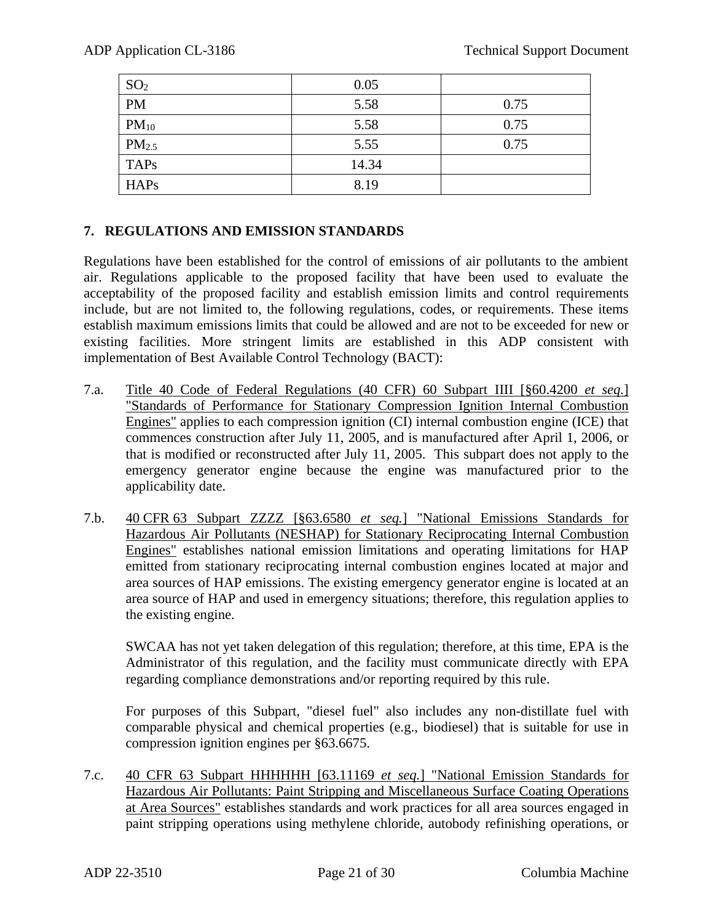| | | |
|---|---|---|
| $SO_2$ | 0.05 | |
| PM | 5.58 | 0.75 |
| $PM_{10}$ | 5.58 | 0.75 |
| $PM_{2.5}$ | 5.55 | 0.75 |
| TAPs | 14.34 | |
| HAPs | 8.19 | |

## 7. REGULATIONS AND EMISSION STANDARDS

Regulations have been established for the control of emissions of air pollutants to the ambient air. Regulations applicable to the proposed facility that have been used to evaluate the acceptability of the proposed facility and establish emission limits and control requirements include, but are not limited to, the following regulations, codes, or requirements. These items establish maximum emissions limits that could be allowed and are not to be exceeded for new or existing facilities. More stringent limits are established in this ADP consistent with implementation of Best Available Control Technology (BACT):

7.a. Title 40 Code of Federal Regulations (40 CFR) 60 Subpart IIII [§60.4200 *et seq.*] "Standards of Performance for Stationary Compression Ignition Internal Combustion Engines" applies to each compression ignition (CI) internal combustion engine (ICE) that commences construction after July 11, 2005, and is manufactured after April 1, 2006, or that is modified or reconstructed after July 11, 2005. This subpart does not apply to the emergency generator engine because the engine was manufactured prior to the applicability date.

7.b. 40 CFR 63 Subpart ZZZZ [§63.6580 *et seq.*] "National Emissions Standards for Hazardous Air Pollutants (NESHAP) for Stationary Reciprocating Internal Combustion Engines" establishes national emission limitations and operating limitations for HAP emitted from stationary reciprocating internal combustion engines located at major and area sources of HAP emissions. The existing emergency generator engine is located at an area source of HAP and used in emergency situations; therefore, this regulation applies to the existing engine.

SWCAA has not yet taken delegation of this regulation; therefore, at this time, EPA is the Administrator of this regulation, and the facility must communicate directly with EPA regarding compliance demonstrations and/or reporting required by this rule.

For purposes of this Subpart, "diesel fuel" also includes any non-distillate fuel with comparable physical and chemical properties (e.g., biodiesel) that is suitable for use in compression ignition engines per §63.6675.

7.c. 40 CFR 63 Subpart HHHHHH [63.11169 *et seq.*] "National Emission Standards for Hazardous Air Pollutants: Paint Stripping and Miscellaneous Surface Coating Operations at Area Sources" establishes standards and work practices for all area sources engaged in paint stripping operations using methylene chloride, autobody refinishing operations, or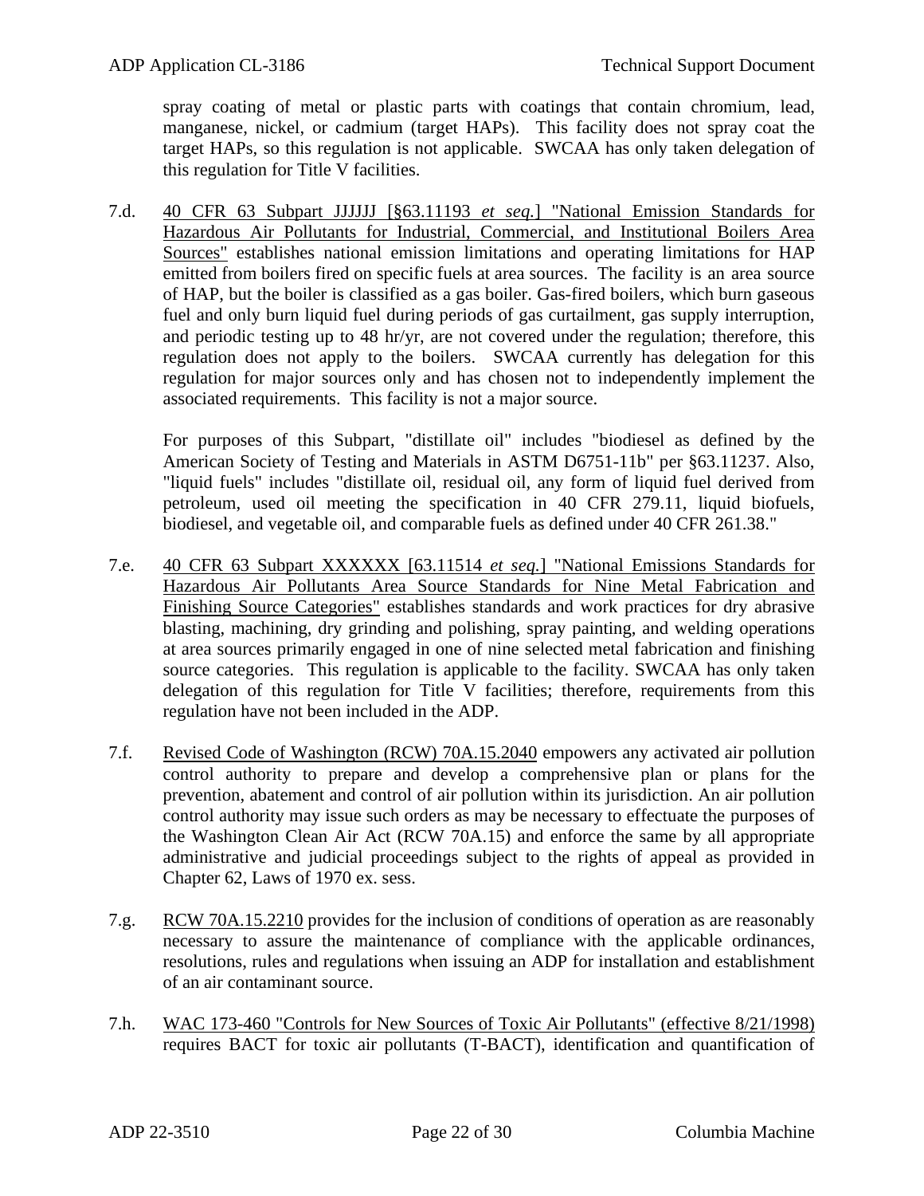spray coating of metal or plastic parts with coatings that contain chromium, lead, manganese, nickel, or cadmium (target HAPs). This facility does not spray coat the target HAPs, so this regulation is not applicable. SWCAA has only taken delegation of this regulation for Title V facilities.

7.d. 40 CFR 63 Subpart JJJJJJ [§63.11193 *et seq.*] "National Emission Standards for Hazardous Air Pollutants for Industrial, Commercial, and Institutional Boilers Area Sources" establishes national emission limitations and operating limitations for HAP emitted from boilers fired on specific fuels at area sources. The facility is an area source of HAP, but the boiler is classified as a gas boiler. Gas-fired boilers, which burn gaseous fuel and only burn liquid fuel during periods of gas curtailment, gas supply interruption, and periodic testing up to 48 hr/yr, are not covered under the regulation; therefore, this regulation does not apply to the boilers. SWCAA currently has delegation for this regulation for major sources only and has chosen not to independently implement the associated requirements. This facility is not a major source.

For purposes of this Subpart, "distillate oil" includes "biodiesel as defined by the American Society of Testing and Materials in ASTM D6751-11b" per §63.11237. Also, "liquid fuels" includes "distillate oil, residual oil, any form of liquid fuel derived from petroleum, used oil meeting the specification in 40 CFR 279.11, liquid biofuels, biodiesel, and vegetable oil, and comparable fuels as defined under 40 CFR 261.38."

7.e. 40 CFR 63 Subpart XXXXXX [63.11514 *et seq.*] "National Emissions Standards for Hazardous Air Pollutants Area Source Standards for Nine Metal Fabrication and Finishing Source Categories" establishes standards and work practices for dry abrasive blasting, machining, dry grinding and polishing, spray painting, and welding operations at area sources primarily engaged in one of nine selected metal fabrication and finishing source categories. This regulation is applicable to the facility. SWCAA has only taken delegation of this regulation for Title V facilities; therefore, requirements from this regulation have not been included in the ADP.

7.f. Revised Code of Washington (RCW) 70A.15.2040 empowers any activated air pollution control authority to prepare and develop a comprehensive plan or plans for the prevention, abatement and control of air pollution within its jurisdiction. An air pollution control authority may issue such orders as may be necessary to effectuate the purposes of the Washington Clean Air Act (RCW 70A.15) and enforce the same by all appropriate administrative and judicial proceedings subject to the rights of appeal as provided in Chapter 62, Laws of 1970 ex. sess.

7.g. RCW 70A.15.2210 provides for the inclusion of conditions of operation as are reasonably necessary to assure the maintenance of compliance with the applicable ordinances, resolutions, rules and regulations when issuing an ADP for installation and establishment of an air contaminant source.

7.h. WAC 173-460 "Controls for New Sources of Toxic Air Pollutants" (effective 8/21/1998) requires BACT for toxic air pollutants (T-BACT), identification and quantification of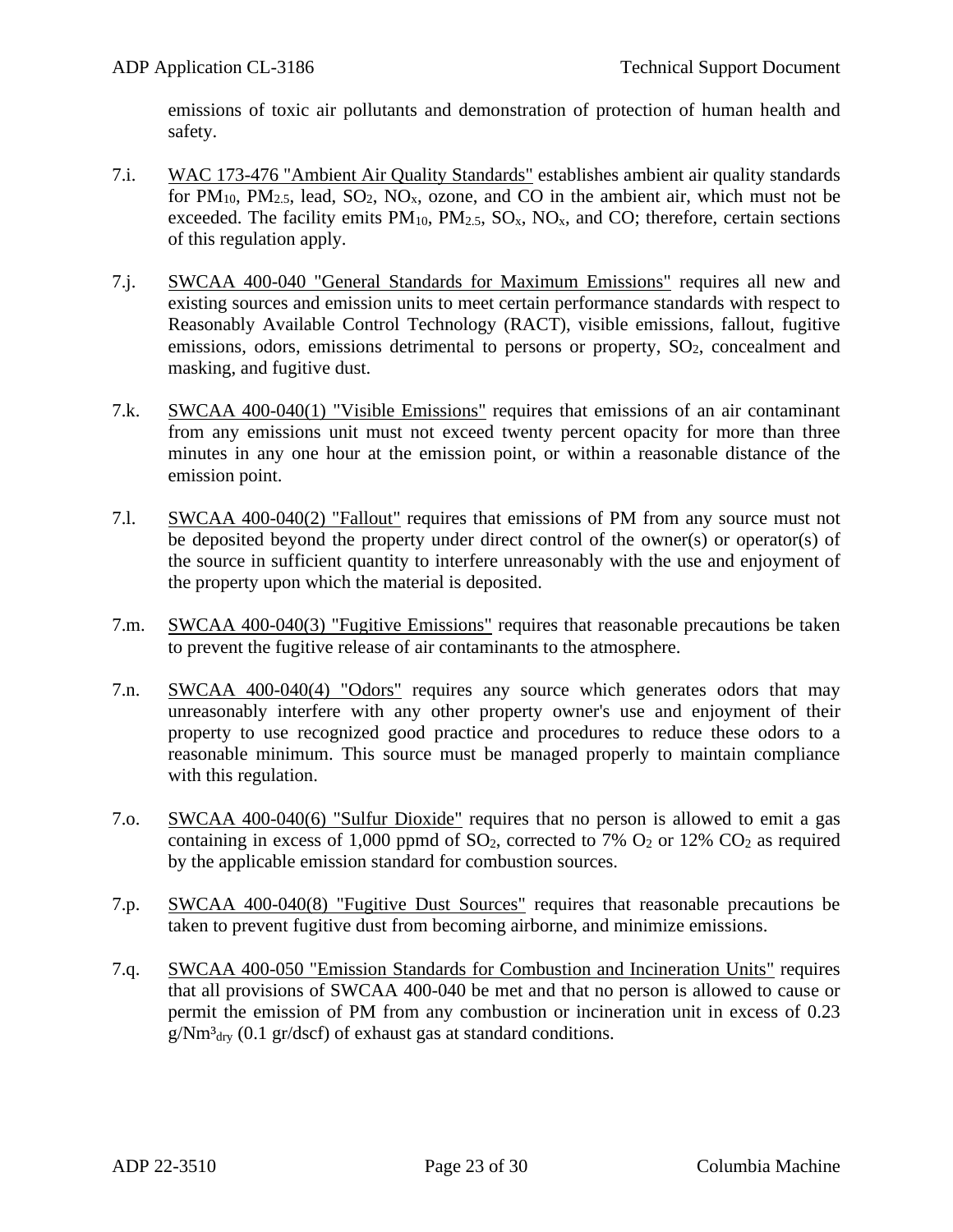emissions of toxic air pollutants and demonstration of protection of human health and safety.

7.i. WAC 173-476 "Ambient Air Quality Standards" establishes ambient air quality standards for $PM_{10}$, $PM_{2.5}$, lead, $SO_2$, $NO_x$, ozone, and CO in the ambient air, which must not be exceeded. The facility emits $PM_{10}$, $PM_{2.5}$, $SO_x$, $NO_x$, and CO; therefore, certain sections of this regulation apply.

7.j. SWCAA 400-040 "General Standards for Maximum Emissions" requires all new and existing sources and emission units to meet certain performance standards with respect to Reasonably Available Control Technology (RACT), visible emissions, fallout, fugitive emissions, odors, emissions detrimental to persons or property, $SO_2$, concealment and masking, and fugitive dust.

7.k. SWCAA 400-040(1) "Visible Emissions" requires that emissions of an air contaminant from any emissions unit must not exceed twenty percent opacity for more than three minutes in any one hour at the emission point, or within a reasonable distance of the emission point.

7.l. SWCAA 400-040(2) "Fallout" requires that emissions of PM from any source must not be deposited beyond the property under direct control of the owner(s) or operator(s) of the source in sufficient quantity to interfere unreasonably with the use and enjoyment of the property upon which the material is deposited.

7.m. SWCAA 400-040(3) "Fugitive Emissions" requires that reasonable precautions be taken to prevent the fugitive release of air contaminants to the atmosphere.

7.n. SWCAA 400-040(4) "Odors" requires any source which generates odors that may unreasonably interfere with any other property owner's use and enjoyment of their property to use recognized good practice and procedures to reduce these odors to a reasonable minimum. This source must be managed properly to maintain compliance with this regulation.

7.o. SWCAA 400-040(6) "Sulfur Dioxide" requires that no person is allowed to emit a gas containing in excess of 1,000 ppmd of $SO_2$, corrected to 7% $O_2$ or 12% $CO_2$ as required by the applicable emission standard for combustion sources.

7.p. SWCAA 400-040(8) "Fugitive Dust Sources" requires that reasonable precautions be taken to prevent fugitive dust from becoming airborne, and minimize emissions.

7.q. SWCAA 400-050 "Emission Standards for Combustion and Incineration Units" requires that all provisions of SWCAA 400-040 be met and that no person is allowed to cause or permit the emission of PM from any combustion or incineration unit in excess of 0.23 $g/Nm^3_{dry}$ (0.1 gr/dscf) of exhaust gas at standard conditions.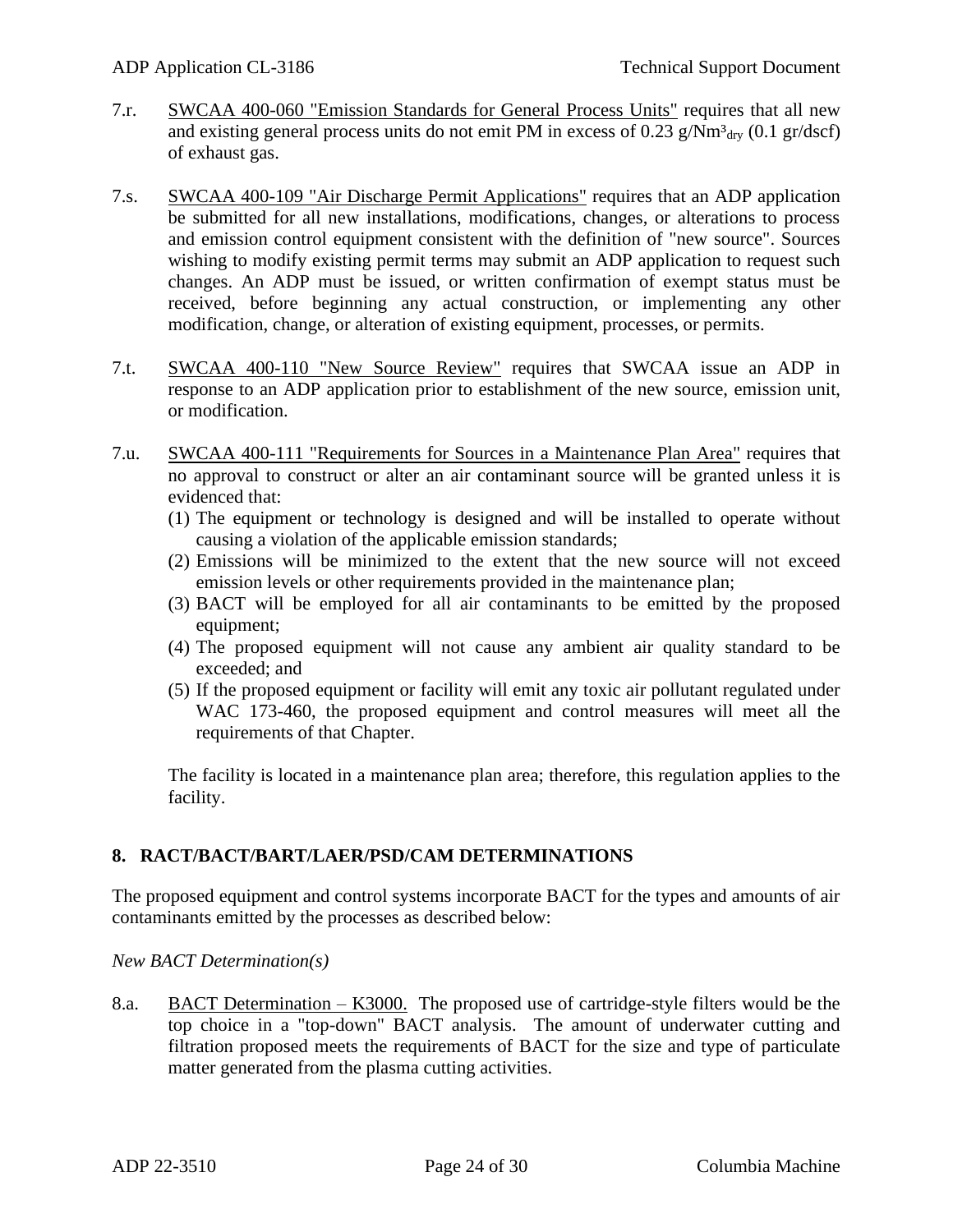7.r. SWCAA 400-060 "Emission Standards for General Process Units" requires that all new and existing general process units do not emit PM in excess of 0.23 $g/Nm^3_{dry}$ (0.1 gr/dscf) of exhaust gas.

7.s. SWCAA 400-109 "Air Discharge Permit Applications" requires that an ADP application be submitted for all new installations, modifications, changes, or alterations to process and emission control equipment consistent with the definition of "new source". Sources wishing to modify existing permit terms may submit an ADP application to request such changes. An ADP must be issued, or written confirmation of exempt status must be received, before beginning any actual construction, or implementing any other modification, change, or alteration of existing equipment, processes, or permits.

7.t. SWCAA 400-110 "New Source Review" requires that SWCAA issue an ADP in response to an ADP application prior to establishment of the new source, emission unit, or modification.

7.u. SWCAA 400-111 "Requirements for Sources in a Maintenance Plan Area" requires that no approval to construct or alter an air contaminant source will be granted unless it is evidenced that:

(1) The equipment or technology is designed and will be installed to operate without causing a violation of the applicable emission standards;
(2) Emissions will be minimized to the extent that the new source will not exceed emission levels or other requirements provided in the maintenance plan;
(3) BACT will be employed for all air contaminants to be emitted by the proposed equipment;
(4) The proposed equipment will not cause any ambient air quality standard to be exceeded; and
(5) If the proposed equipment or facility will emit any toxic air pollutant regulated under WAC 173-460, the proposed equipment and control measures will meet all the requirements of that Chapter.

The facility is located in a maintenance plan area; therefore, this regulation applies to the facility.

## 8. RACT/BACT/BART/LAER/PSD/CAM DETERMINATIONS

The proposed equipment and control systems incorporate BACT for the types and amounts of air contaminants emitted by the processes as described below:

*New BACT Determination(s)*

8.a. BACT Determination – K3000. The proposed use of cartridge-style filters would be the top choice in a "top-down" BACT analysis. The amount of underwater cutting and filtration proposed meets the requirements of BACT for the size and type of particulate matter generated from the plasma cutting activities.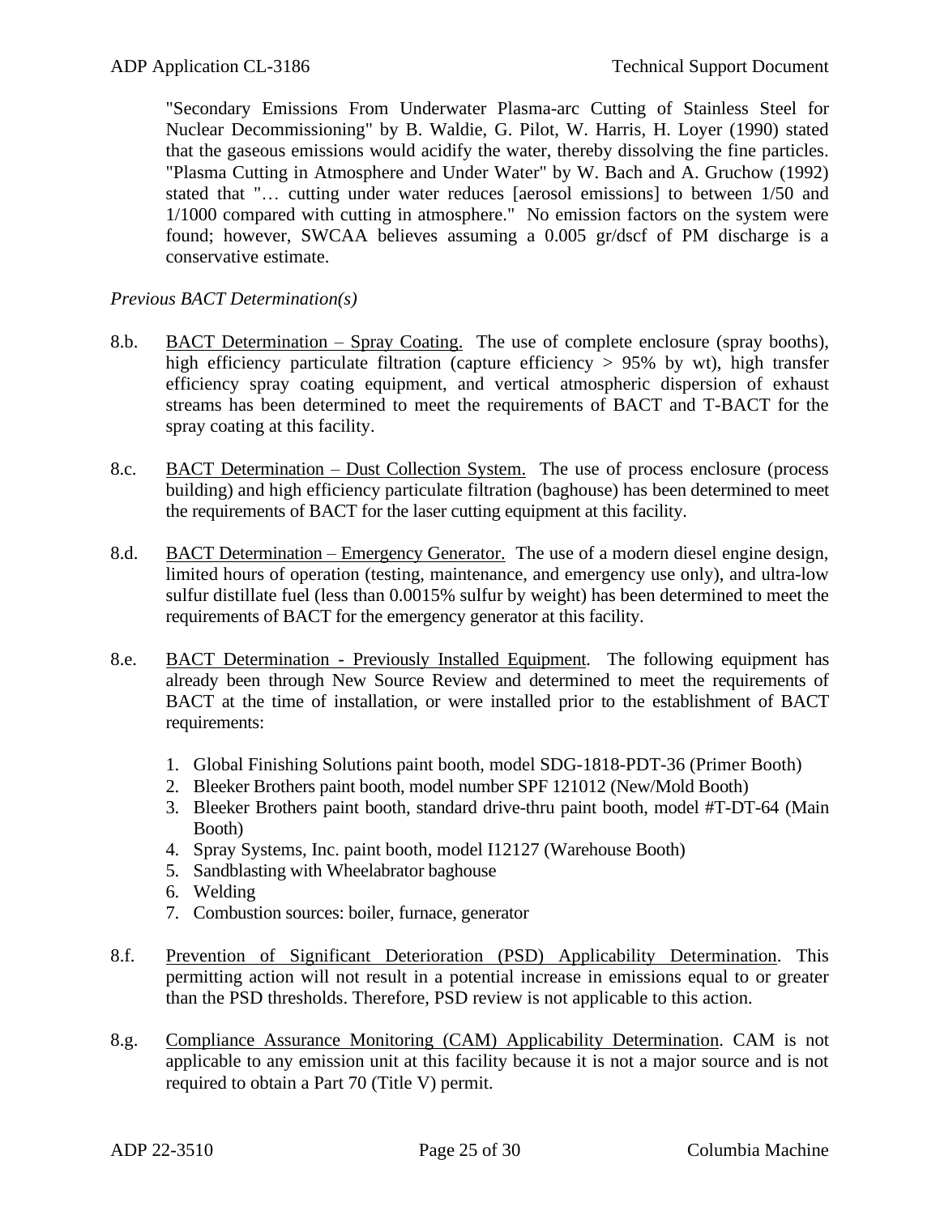"Secondary Emissions From Underwater Plasma-arc Cutting of Stainless Steel for Nuclear Decommissioning" by B. Waldie, G. Pilot, W. Harris, H. Loyer (1990) stated that the gaseous emissions would acidify the water, thereby dissolving the fine particles. "Plasma Cutting in Atmosphere and Under Water" by W. Bach and A. Gruchow (1992) stated that "… cutting under water reduces [aerosol emissions] to between 1/50 and 1/1000 compared with cutting in atmosphere." No emission factors on the system were found; however, SWCAA believes assuming a 0.005 gr/dscf of PM discharge is a conservative estimate.

*Previous BACT Determination(s)*

8.b. BACT Determination – Spray Coating. The use of complete enclosure (spray booths), high efficiency particulate filtration (capture efficiency > 95% by wt), high transfer efficiency spray coating equipment, and vertical atmospheric dispersion of exhaust streams has been determined to meet the requirements of BACT and T-BACT for the spray coating at this facility.

8.c. BACT Determination – Dust Collection System. The use of process enclosure (process building) and high efficiency particulate filtration (baghouse) has been determined to meet the requirements of BACT for the laser cutting equipment at this facility.

8.d. BACT Determination – Emergency Generator. The use of a modern diesel engine design, limited hours of operation (testing, maintenance, and emergency use only), and ultra-low sulfur distillate fuel (less than 0.0015% sulfur by weight) has been determined to meet the requirements of BACT for the emergency generator at this facility.

8.e. BACT Determination - Previously Installed Equipment. The following equipment has already been through New Source Review and determined to meet the requirements of BACT at the time of installation, or were installed prior to the establishment of BACT requirements:

1. Global Finishing Solutions paint booth, model SDG-1818-PDT-36 (Primer Booth)
2. Bleeker Brothers paint booth, model number SPF 121012 (New/Mold Booth)
3. Bleeker Brothers paint booth, standard drive-thru paint booth, model #T-DT-64 (Main Booth)
4. Spray Systems, Inc. paint booth, model I12127 (Warehouse Booth)
5. Sandblasting with Wheelabrator baghouse
6. Welding
7. Combustion sources: boiler, furnace, generator

8.f. Prevention of Significant Deterioration (PSD) Applicability Determination. This permitting action will not result in a potential increase in emissions equal to or greater than the PSD thresholds. Therefore, PSD review is not applicable to this action.

8.g. Compliance Assurance Monitoring (CAM) Applicability Determination. CAM is not applicable to any emission unit at this facility because it is not a major source and is not required to obtain a Part 70 (Title V) permit.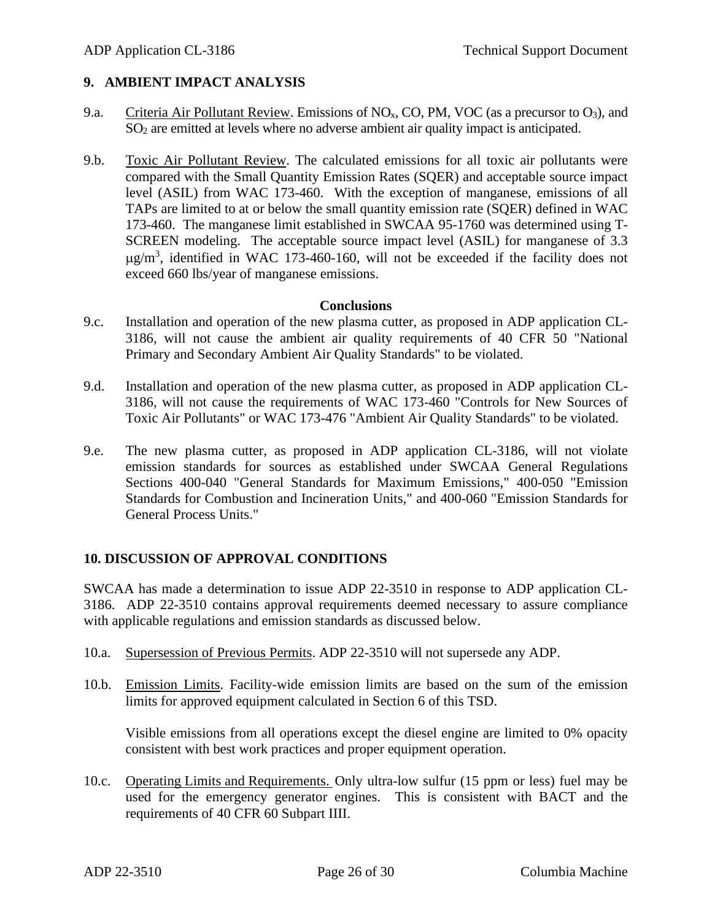## 9. AMBIENT IMPACT ANALYSIS

9.a. Criteria Air Pollutant Review. Emissions of $NO_x$, CO, PM, VOC (as a precursor to $O_3$), and $SO_2$ are emitted at levels where no adverse ambient air quality impact is anticipated.

9.b. Toxic Air Pollutant Review. The calculated emissions for all toxic air pollutants were compared with the Small Quantity Emission Rates (SQER) and acceptable source impact level (ASIL) from WAC 173-460. With the exception of manganese, emissions of all TAPs are limited to at or below the small quantity emission rate (SQER) defined in WAC 173-460. The manganese limit established in SWCAA 95-1760 was determined using T-SCREEN modeling. The acceptable source impact level (ASIL) for manganese of 3.3 $\mu g/m^3$, identified in WAC 173-460-160, will not be exceeded if the facility does not exceed 660 lbs/year of manganese emissions.

**Conclusions**

9.c. Installation and operation of the new plasma cutter, as proposed in ADP application CL-3186, will not cause the ambient air quality requirements of 40 CFR 50 "National Primary and Secondary Ambient Air Quality Standards" to be violated.

9.d. Installation and operation of the new plasma cutter, as proposed in ADP application CL-3186, will not cause the requirements of WAC 173-460 "Controls for New Sources of Toxic Air Pollutants" or WAC 173-476 "Ambient Air Quality Standards" to be violated.

9.e. The new plasma cutter, as proposed in ADP application CL-3186, will not violate emission standards for sources as established under SWCAA General Regulations Sections 400-040 "General Standards for Maximum Emissions," 400-050 "Emission Standards for Combustion and Incineration Units," and 400-060 "Emission Standards for General Process Units."

## 10. DISCUSSION OF APPROVAL CONDITIONS

SWCAA has made a determination to issue ADP 22-3510 in response to ADP application CL-3186. ADP 22-3510 contains approval requirements deemed necessary to assure compliance with applicable regulations and emission standards as discussed below.

10.a. Supersession of Previous Permits. ADP 22-3510 will not supersede any ADP.

10.b. Emission Limits. Facility-wide emission limits are based on the sum of the emission limits for approved equipment calculated in Section 6 of this TSD.

Visible emissions from all operations except the diesel engine are limited to 0% opacity consistent with best work practices and proper equipment operation.

10.c. Operating Limits and Requirements. Only ultra-low sulfur (15 ppm or less) fuel may be used for the emergency generator engines. This is consistent with BACT and the requirements of 40 CFR 60 Subpart IIII.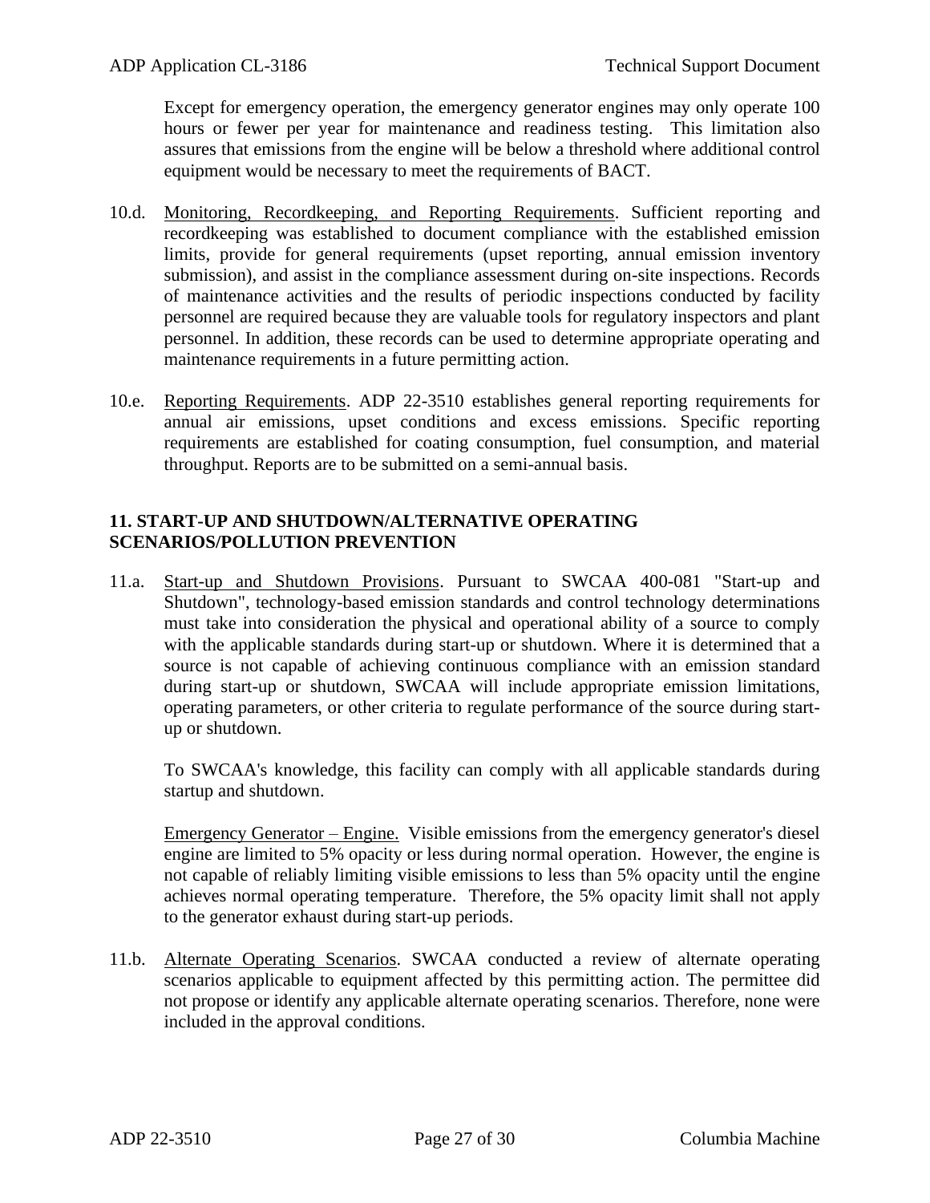Except for emergency operation, the emergency generator engines may only operate 100 hours or fewer per year for maintenance and readiness testing. This limitation also assures that emissions from the engine will be below a threshold where additional control equipment would be necessary to meet the requirements of BACT.

10.d. Monitoring, Recordkeeping, and Reporting Requirements. Sufficient reporting and recordkeeping was established to document compliance with the established emission limits, provide for general requirements (upset reporting, annual emission inventory submission), and assist in the compliance assessment during on-site inspections. Records of maintenance activities and the results of periodic inspections conducted by facility personnel are required because they are valuable tools for regulatory inspectors and plant personnel. In addition, these records can be used to determine appropriate operating and maintenance requirements in a future permitting action.

10.e. Reporting Requirements. ADP 22-3510 establishes general reporting requirements for annual air emissions, upset conditions and excess emissions. Specific reporting requirements are established for coating consumption, fuel consumption, and material throughput. Reports are to be submitted on a semi-annual basis.

## 11. START-UP AND SHUTDOWN/ALTERNATIVE OPERATING SCENARIOS/POLLUTION PREVENTION

11.a. Start-up and Shutdown Provisions. Pursuant to SWCAA 400-081 "Start-up and Shutdown", technology-based emission standards and control technology determinations must take into consideration the physical and operational ability of a source to comply with the applicable standards during start-up or shutdown. Where it is determined that a source is not capable of achieving continuous compliance with an emission standard during start-up or shutdown, SWCAA will include appropriate emission limitations, operating parameters, or other criteria to regulate performance of the source during start-up or shutdown.

To SWCAA's knowledge, this facility can comply with all applicable standards during startup and shutdown.

Emergency Generator – Engine. Visible emissions from the emergency generator's diesel engine are limited to 5% opacity or less during normal operation. However, the engine is not capable of reliably limiting visible emissions to less than 5% opacity until the engine achieves normal operating temperature. Therefore, the 5% opacity limit shall not apply to the generator exhaust during start-up periods.

11.b. Alternate Operating Scenarios. SWCAA conducted a review of alternate operating scenarios applicable to equipment affected by this permitting action. The permittee did not propose or identify any applicable alternate operating scenarios. Therefore, none were included in the approval conditions.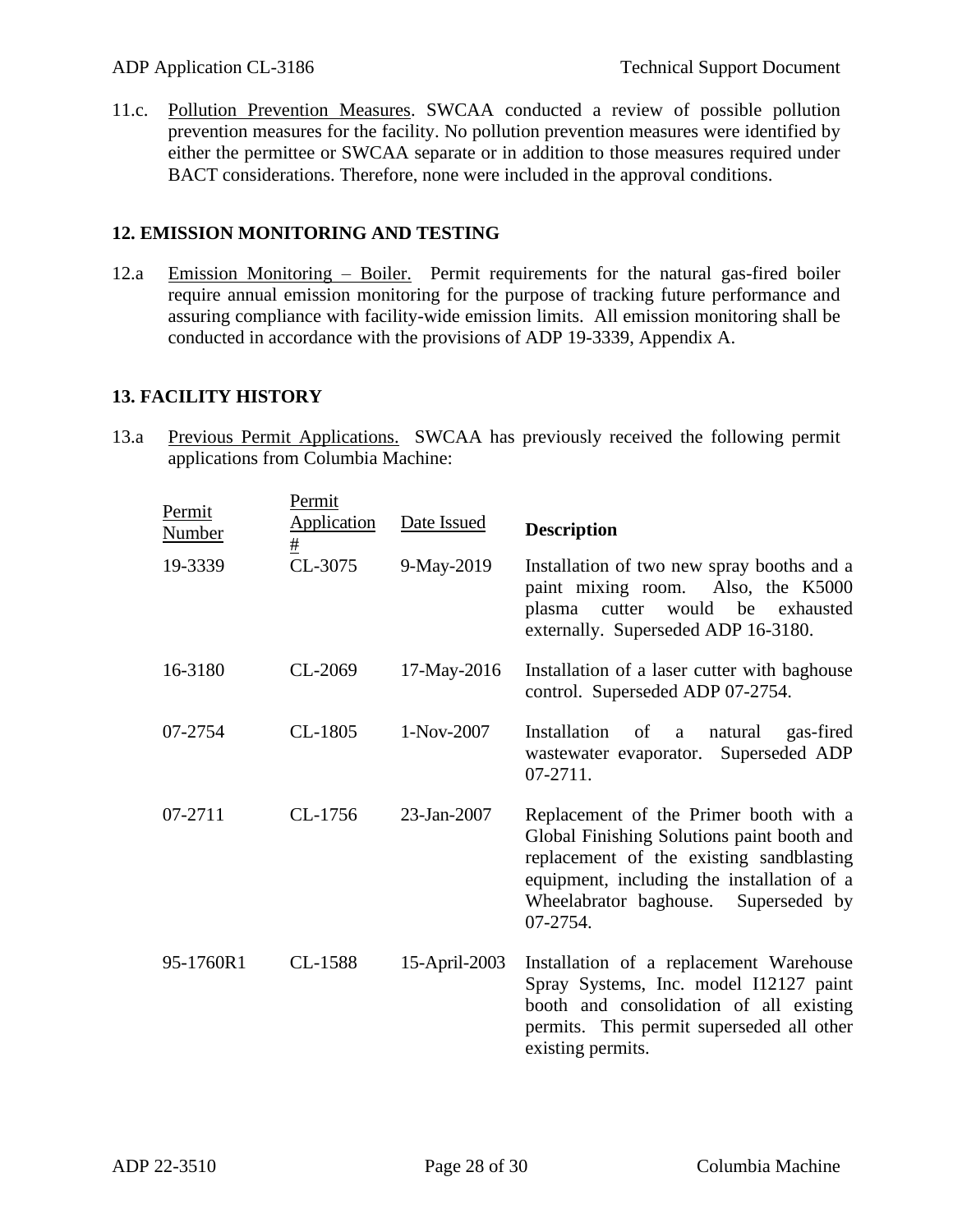11.c. Pollution Prevention Measures. SWCAA conducted a review of possible pollution prevention measures for the facility. No pollution prevention measures were identified by either the permittee or SWCAA separate or in addition to those measures required under BACT considerations. Therefore, none were included in the approval conditions.

## 12. EMISSION MONITORING AND TESTING

12.a Emission Monitoring – Boiler. Permit requirements for the natural gas-fired boiler require annual emission monitoring for the purpose of tracking future performance and assuring compliance with facility-wide emission limits. All emission monitoring shall be conducted in accordance with the provisions of ADP 19-3339, Appendix A.

## 13. FACILITY HISTORY

13.a Previous Permit Applications. SWCAA has previously received the following permit applications from Columbia Machine:

| Permit Number | Permit Application # | Date Issued | Description |
|---|---|---|---|
| 19-3339 | CL-3075 | 9-May-2019 | Installation of two new spray booths and a paint mixing room. Also, the K5000 plasma cutter would be exhausted externally. Superseded ADP 16-3180. |
| 16-3180 | CL-2069 | 17-May-2016 | Installation of a laser cutter with baghouse control. Superseded ADP 07-2754. |
| 07-2754 | CL-1805 | 1-Nov-2007 | Installation of a natural gas-fired wastewater evaporator. Superseded ADP 07-2711. |
| 07-2711 | CL-1756 | 23-Jan-2007 | Replacement of the Primer booth with a Global Finishing Solutions paint booth and replacement of the existing sandblasting equipment, including the installation of a Wheelabrator baghouse. Superseded by 07-2754. |
| 95-1760R1 | CL-1588 | 15-April-2003 | Installation of a replacement Warehouse Spray Systems, Inc. model I12127 paint booth and consolidation of all existing permits. This permit superseded all other existing permits. |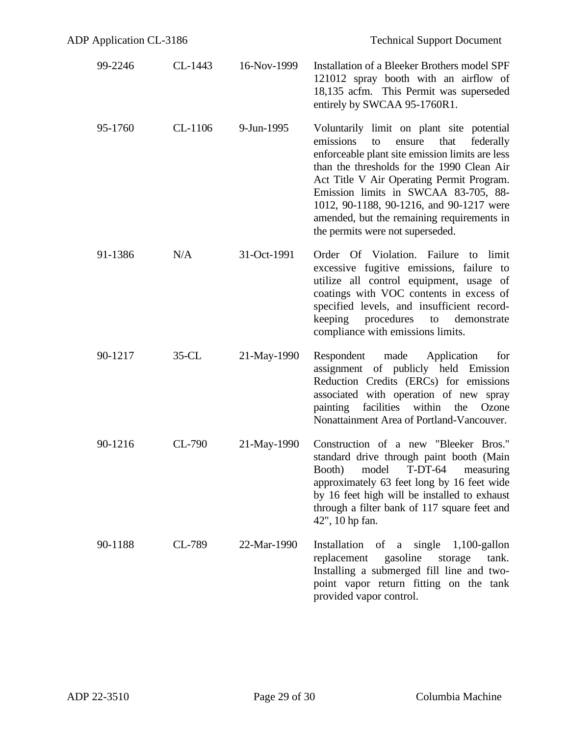| | | | |
|---|---|---|---|
| 99-2246 | CL-1443 | 16-Nov-1999 | Installation of a Bleeker Brothers model SPF 121012 spray booth with an airflow of 18,135 acfm. This Permit was superseded entirely by SWCAA 95-1760R1. |
| 95-1760 | CL-1106 | 9-Jun-1995 | Voluntarily limit on plant site potential emissions to ensure that federally enforceable plant site emission limits are less than the thresholds for the 1990 Clean Air Act Title V Air Operating Permit Program. Emission limits in SWCAA 83-705, 88-1012, 90-1188, 90-1216, and 90-1217 were amended, but the remaining requirements in the permits were not superseded. |
| 91-1386 | N/A | 31-Oct-1991 | Order Of Violation. Failure to limit excessive fugitive emissions, failure to utilize all control equipment, usage of coatings with VOC contents in excess of specified levels, and insufficient record-keeping procedures to demonstrate compliance with emissions limits. |
| 90-1217 | 35-CL | 21-May-1990 | Respondent made Application for assignment of publicly held Emission Reduction Credits (ERCs) for emissions associated with operation of new spray painting facilities within the Ozone Nonattainment Area of Portland-Vancouver. |
| 90-1216 | CL-790 | 21-May-1990 | Construction of a new "Bleeker Bros." standard drive through paint booth (Main Booth) model T-DT-64 measuring approximately 63 feet long by 16 feet wide by 16 feet high will be installed to exhaust through a filter bank of 117 square feet and 42", 10 hp fan. |
| 90-1188 | CL-789 | 22-Mar-1990 | Installation of a single 1,100-gallon replacement gasoline storage tank. Installing a submerged fill line and two-point vapor return fitting on the tank provided vapor control. |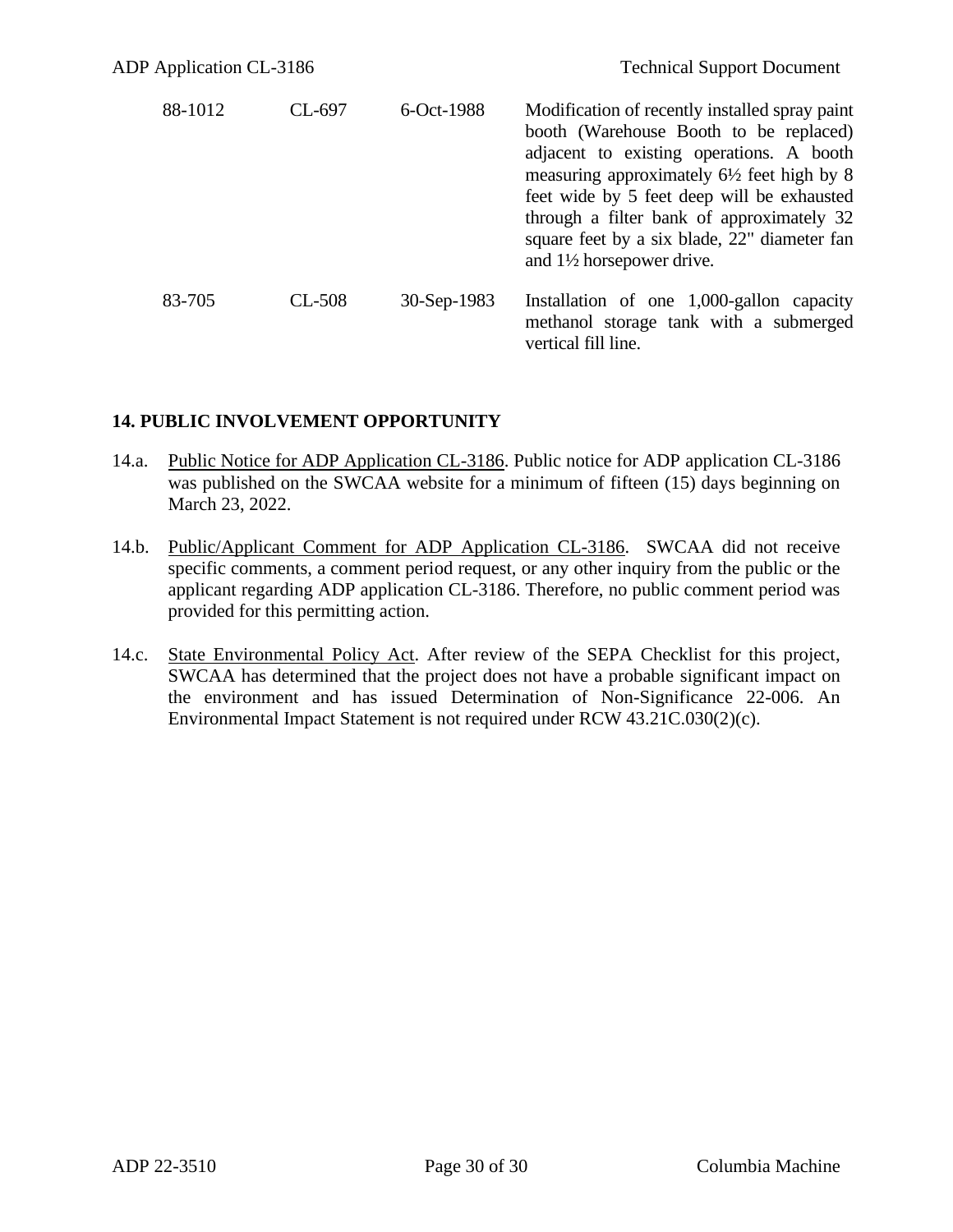| | | | |
|---|---|---|---|
| 88-1012 | CL-697 | 6-Oct-1988 | Modification of recently installed spray paint booth (Warehouse Booth to be replaced) adjacent to existing operations. A booth measuring approximately 6½ feet high by 8 feet wide by 5 feet deep will be exhausted through a filter bank of approximately 32 square feet by a six blade, 22" diameter fan and 1½ horsepower drive. |
| 83-705 | CL-508 | 30-Sep-1983 | Installation of one 1,000-gallon capacity methanol storage tank with a submerged vertical fill line. |

## 14. PUBLIC INVOLVEMENT OPPORTUNITY

14.a. Public Notice for ADP Application CL-3186. Public notice for ADP application CL-3186 was published on the SWCAA website for a minimum of fifteen (15) days beginning on March 23, 2022.

14.b. Public/Applicant Comment for ADP Application CL-3186. SWCAA did not receive specific comments, a comment period request, or any other inquiry from the public or the applicant regarding ADP application CL-3186. Therefore, no public comment period was provided for this permitting action.

14.c. State Environmental Policy Act. After review of the SEPA Checklist for this project, SWCAA has determined that the project does not have a probable significant impact on the environment and has issued Determination of Non-Significance 22-006. An Environmental Impact Statement is not required under RCW 43.21C.030(2)(c).